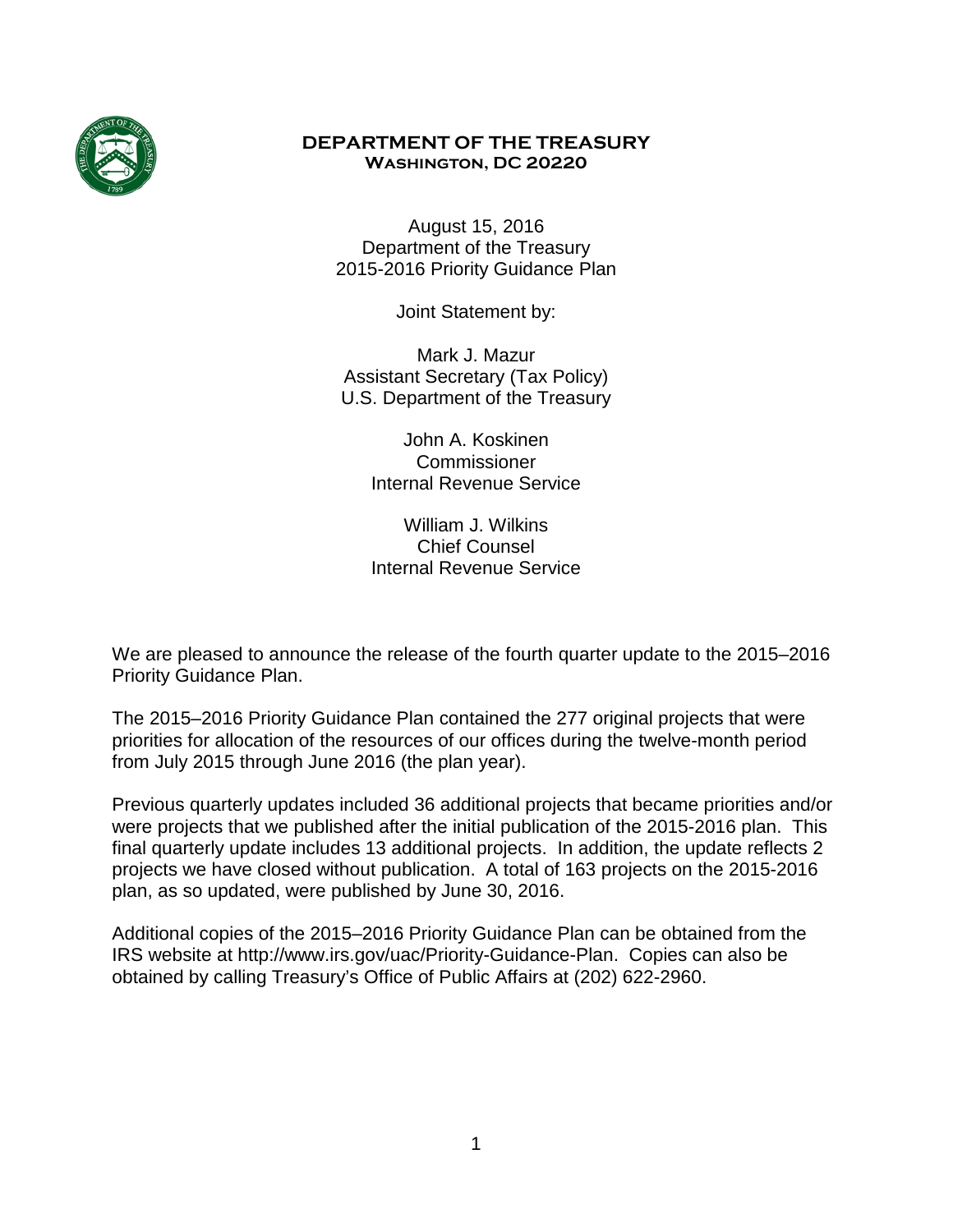# DEPARTMENT OF THE TREASURY
## WASHINGTON, DC 20220

August 15, 2016
Department of the Treasury
2015-2016 Priority Guidance Plan

Joint Statement by:

Mark J. Mazur
Assistant Secretary (Tax Policy)
U.S. Department of the Treasury

John A. Koskinen
Commissioner
Internal Revenue Service

William J. Wilkins
Chief Counsel
Internal Revenue Service

We are pleased to announce the release of the fourth quarter update to the 2015–2016 Priority Guidance Plan.

The 2015–2016 Priority Guidance Plan contained the 277 original projects that were priorities for allocation of the resources of our offices during the twelve-month period from July 2015 through June 2016 (the plan year).

Previous quarterly updates included 36 additional projects that became priorities and/or were projects that we published after the initial publication of the 2015-2016 plan. This final quarterly update includes 13 additional projects. In addition, the update reflects 2 projects we have closed without publication. A total of 163 projects on the 2015-2016 plan, as so updated, were published by June 30, 2016.

Additional copies of the 2015–2016 Priority Guidance Plan can be obtained from the IRS website at http://www.irs.gov/uac/Priority-Guidance-Plan. Copies can also be obtained by calling Treasury's Office of Public Affairs at (202) 622-2960.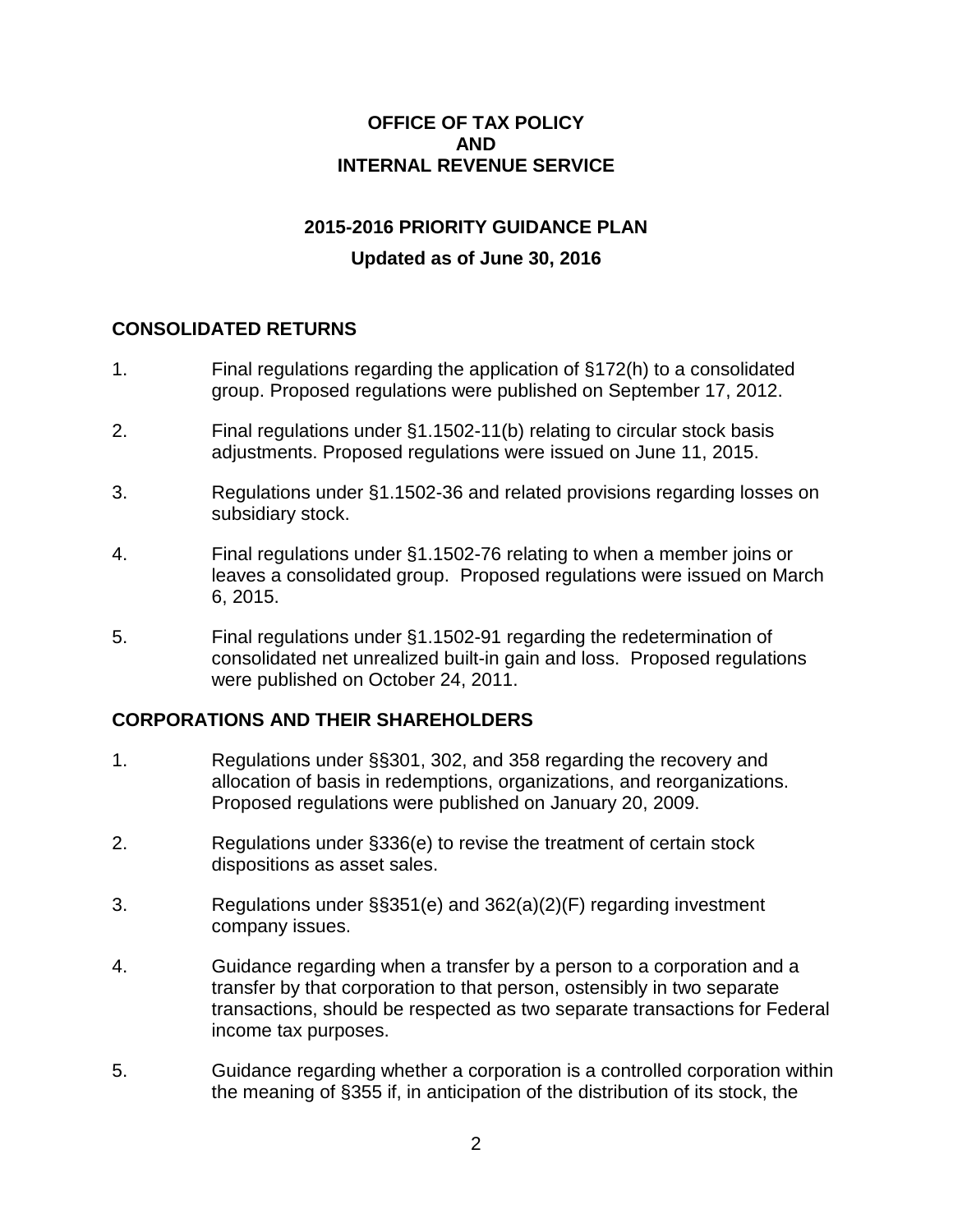**OFFICE OF TAX POLICY**
**AND**
**INTERNAL REVENUE SERVICE**

**2015-2016 PRIORITY GUIDANCE PLAN**

**Updated as of June 30, 2016**

## CONSOLIDATED RETURNS

1. Final regulations regarding the application of §172(h) to a consolidated group. Proposed regulations were published on September 17, 2012.

2. Final regulations under §1.1502-11(b) relating to circular stock basis adjustments. Proposed regulations were issued on June 11, 2015.

3. Regulations under §1.1502-36 and related provisions regarding losses on subsidiary stock.

4. Final regulations under §1.1502-76 relating to when a member joins or leaves a consolidated group. Proposed regulations were issued on March 6, 2015.

5. Final regulations under §1.1502-91 regarding the redetermination of consolidated net unrealized built-in gain and loss. Proposed regulations were published on October 24, 2011.

## CORPORATIONS AND THEIR SHAREHOLDERS

1. Regulations under §§301, 302, and 358 regarding the recovery and allocation of basis in redemptions, organizations, and reorganizations. Proposed regulations were published on January 20, 2009.

2. Regulations under §336(e) to revise the treatment of certain stock dispositions as asset sales.

3. Regulations under §§351(e) and 362(a)(2)(F) regarding investment company issues.

4. Guidance regarding when a transfer by a person to a corporation and a transfer by that corporation to that person, ostensibly in two separate transactions, should be respected as two separate transactions for Federal income tax purposes.

5. Guidance regarding whether a corporation is a controlled corporation within the meaning of §355 if, in anticipation of the distribution of its stock, the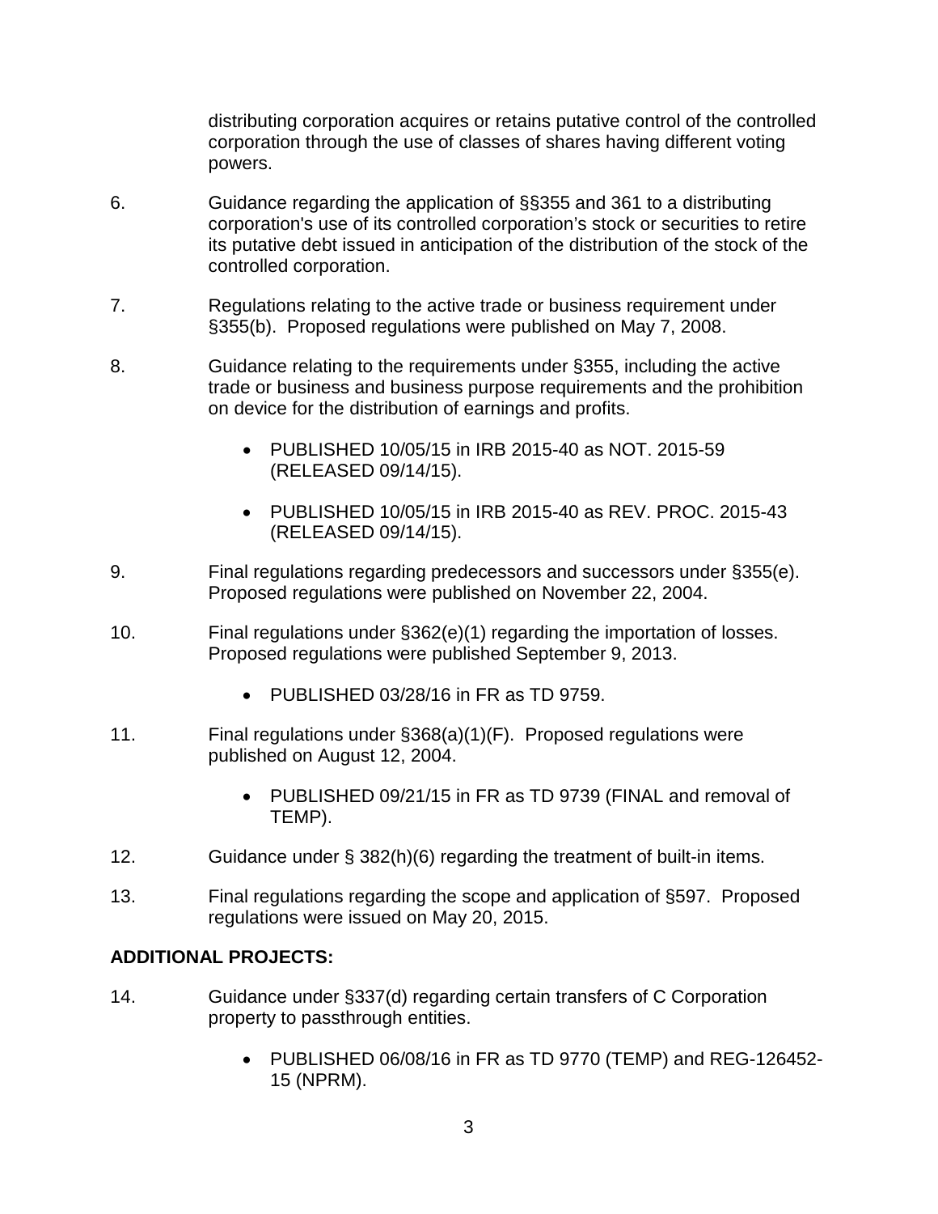distributing corporation acquires or retains putative control of the controlled corporation through the use of classes of shares having different voting powers.

6. Guidance regarding the application of §§355 and 361 to a distributing corporation's use of its controlled corporation's stock or securities to retire its putative debt issued in anticipation of the distribution of the stock of the controlled corporation.

7. Regulations relating to the active trade or business requirement under §355(b). Proposed regulations were published on May 7, 2008.

8. Guidance relating to the requirements under §355, including the active trade or business and business purpose requirements and the prohibition on device for the distribution of earnings and profits.

   - PUBLISHED 10/05/15 in IRB 2015-40 as NOT. 2015-59 (RELEASED 09/14/15).

   - PUBLISHED 10/05/15 in IRB 2015-40 as REV. PROC. 2015-43 (RELEASED 09/14/15).

9. Final regulations regarding predecessors and successors under §355(e). Proposed regulations were published on November 22, 2004.

10. Final regulations under §362(e)(1) regarding the importation of losses. Proposed regulations were published September 9, 2013.

    - PUBLISHED 03/28/16 in FR as TD 9759.

11. Final regulations under §368(a)(1)(F). Proposed regulations were published on August 12, 2004.

    - PUBLISHED 09/21/15 in FR as TD 9739 (FINAL and removal of TEMP).

12. Guidance under § 382(h)(6) regarding the treatment of built-in items.

13. Final regulations regarding the scope and application of §597. Proposed regulations were issued on May 20, 2015.

**ADDITIONAL PROJECTS:**

14. Guidance under §337(d) regarding certain transfers of C Corporation property to passthrough entities.

    - PUBLISHED 06/08/16 in FR as TD 9770 (TEMP) and REG-126452-15 (NPRM).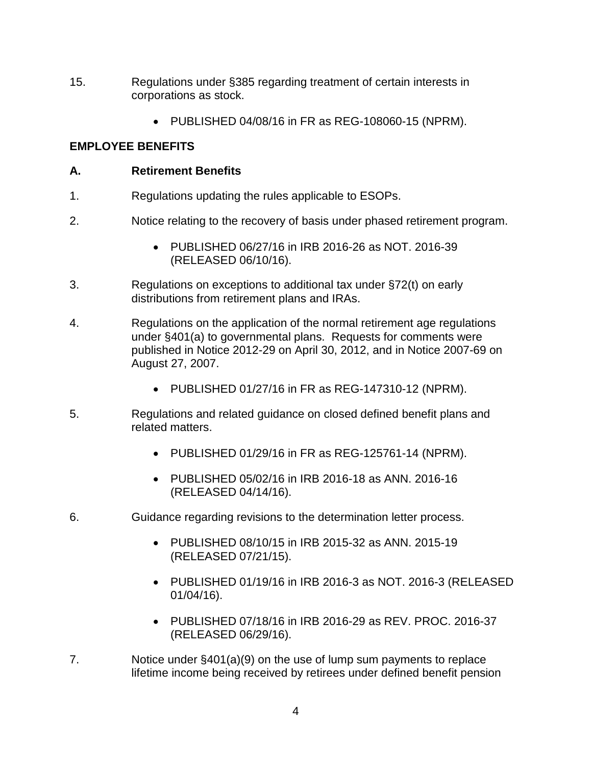15. Regulations under §385 regarding treatment of certain interests in corporations as stock.

    - PUBLISHED 04/08/16 in FR as REG-108060-15 (NPRM).

**EMPLOYEE BENEFITS**

**A. Retirement Benefits**

1. Regulations updating the rules applicable to ESOPs.

2. Notice relating to the recovery of basis under phased retirement program.

    - PUBLISHED 06/27/16 in IRB 2016-26 as NOT. 2016-39 (RELEASED 06/10/16).

3. Regulations on exceptions to additional tax under §72(t) on early distributions from retirement plans and IRAs.

4. Regulations on the application of the normal retirement age regulations under §401(a) to governmental plans. Requests for comments were published in Notice 2012-29 on April 30, 2012, and in Notice 2007-69 on August 27, 2007.

    - PUBLISHED 01/27/16 in FR as REG-147310-12 (NPRM).

5. Regulations and related guidance on closed defined benefit plans and related matters.

    - PUBLISHED 01/29/16 in FR as REG-125761-14 (NPRM).
    - PUBLISHED 05/02/16 in IRB 2016-18 as ANN. 2016-16 (RELEASED 04/14/16).

6. Guidance regarding revisions to the determination letter process.

    - PUBLISHED 08/10/15 in IRB 2015-32 as ANN. 2015-19 (RELEASED 07/21/15).
    - PUBLISHED 01/19/16 in IRB 2016-3 as NOT. 2016-3 (RELEASED 01/04/16).
    - PUBLISHED 07/18/16 in IRB 2016-29 as REV. PROC. 2016-37 (RELEASED 06/29/16).

7. Notice under §401(a)(9) on the use of lump sum payments to replace lifetime income being received by retirees under defined benefit pension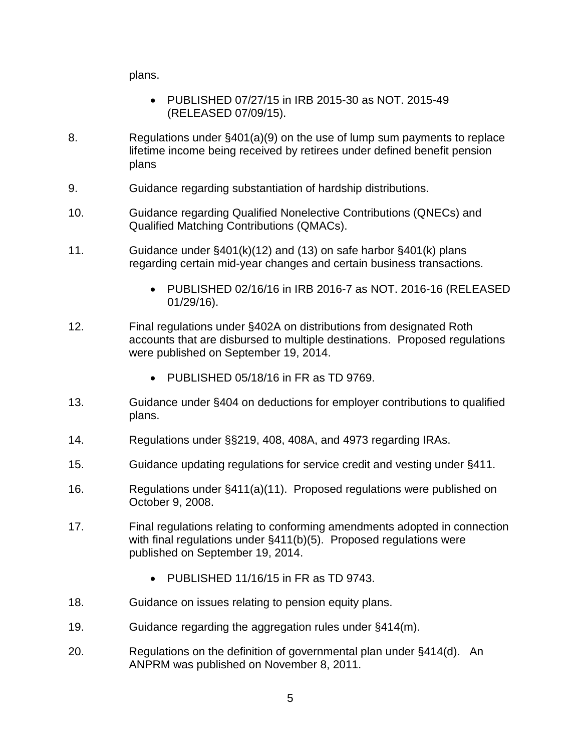plans.

- PUBLISHED 07/27/15 in IRB 2015-30 as NOT. 2015-49 (RELEASED 07/09/15).

8. Regulations under §401(a)(9) on the use of lump sum payments to replace lifetime income being received by retirees under defined benefit pension plans

9. Guidance regarding substantiation of hardship distributions.

10. Guidance regarding Qualified Nonelective Contributions (QNECs) and Qualified Matching Contributions (QMACs).

11. Guidance under §401(k)(12) and (13) on safe harbor §401(k) plans regarding certain mid-year changes and certain business transactions.

    - PUBLISHED 02/16/16 in IRB 2016-7 as NOT. 2016-16 (RELEASED 01/29/16).

12. Final regulations under §402A on distributions from designated Roth accounts that are disbursed to multiple destinations. Proposed regulations were published on September 19, 2014.

    - PUBLISHED 05/18/16 in FR as TD 9769.

13. Guidance under §404 on deductions for employer contributions to qualified plans.

14. Regulations under §§219, 408, 408A, and 4973 regarding IRAs.

15. Guidance updating regulations for service credit and vesting under §411.

16. Regulations under §411(a)(11). Proposed regulations were published on October 9, 2008.

17. Final regulations relating to conforming amendments adopted in connection with final regulations under §411(b)(5). Proposed regulations were published on September 19, 2014.

    - PUBLISHED 11/16/15 in FR as TD 9743.

18. Guidance on issues relating to pension equity plans.

19. Guidance regarding the aggregation rules under §414(m).

20. Regulations on the definition of governmental plan under §414(d). An ANPRM was published on November 8, 2011.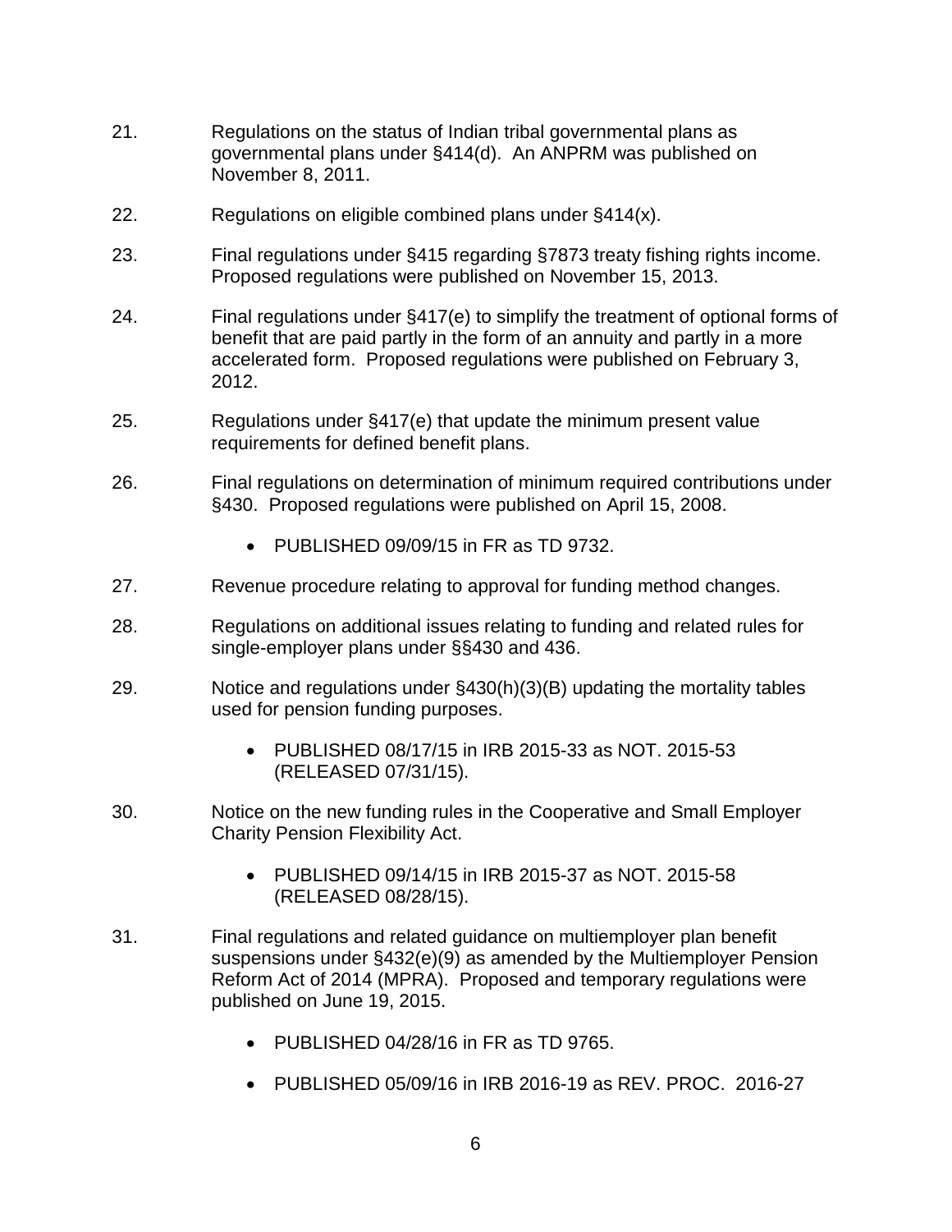21. Regulations on the status of Indian tribal governmental plans as governmental plans under §414(d). An ANPRM was published on November 8, 2011.

22. Regulations on eligible combined plans under §414(x).

23. Final regulations under §415 regarding §7873 treaty fishing rights income. Proposed regulations were published on November 15, 2013.

24. Final regulations under §417(e) to simplify the treatment of optional forms of benefit that are paid partly in the form of an annuity and partly in a more accelerated form. Proposed regulations were published on February 3, 2012.

25. Regulations under §417(e) that update the minimum present value requirements for defined benefit plans.

26. Final regulations on determination of minimum required contributions under §430. Proposed regulations were published on April 15, 2008.

    - PUBLISHED 09/09/15 in FR as TD 9732.

27. Revenue procedure relating to approval for funding method changes.

28. Regulations on additional issues relating to funding and related rules for single-employer plans under §§430 and 436.

29. Notice and regulations under §430(h)(3)(B) updating the mortality tables used for pension funding purposes.

    - PUBLISHED 08/17/15 in IRB 2015-33 as NOT. 2015-53 (RELEASED 07/31/15).

30. Notice on the new funding rules in the Cooperative and Small Employer Charity Pension Flexibility Act.

    - PUBLISHED 09/14/15 in IRB 2015-37 as NOT. 2015-58 (RELEASED 08/28/15).

31. Final regulations and related guidance on multiemployer plan benefit suspensions under §432(e)(9) as amended by the Multiemployer Pension Reform Act of 2014 (MPRA). Proposed and temporary regulations were published on June 19, 2015.

    - PUBLISHED 04/28/16 in FR as TD 9765.

    - PUBLISHED 05/09/16 in IRB 2016-19 as REV. PROC. 2016-27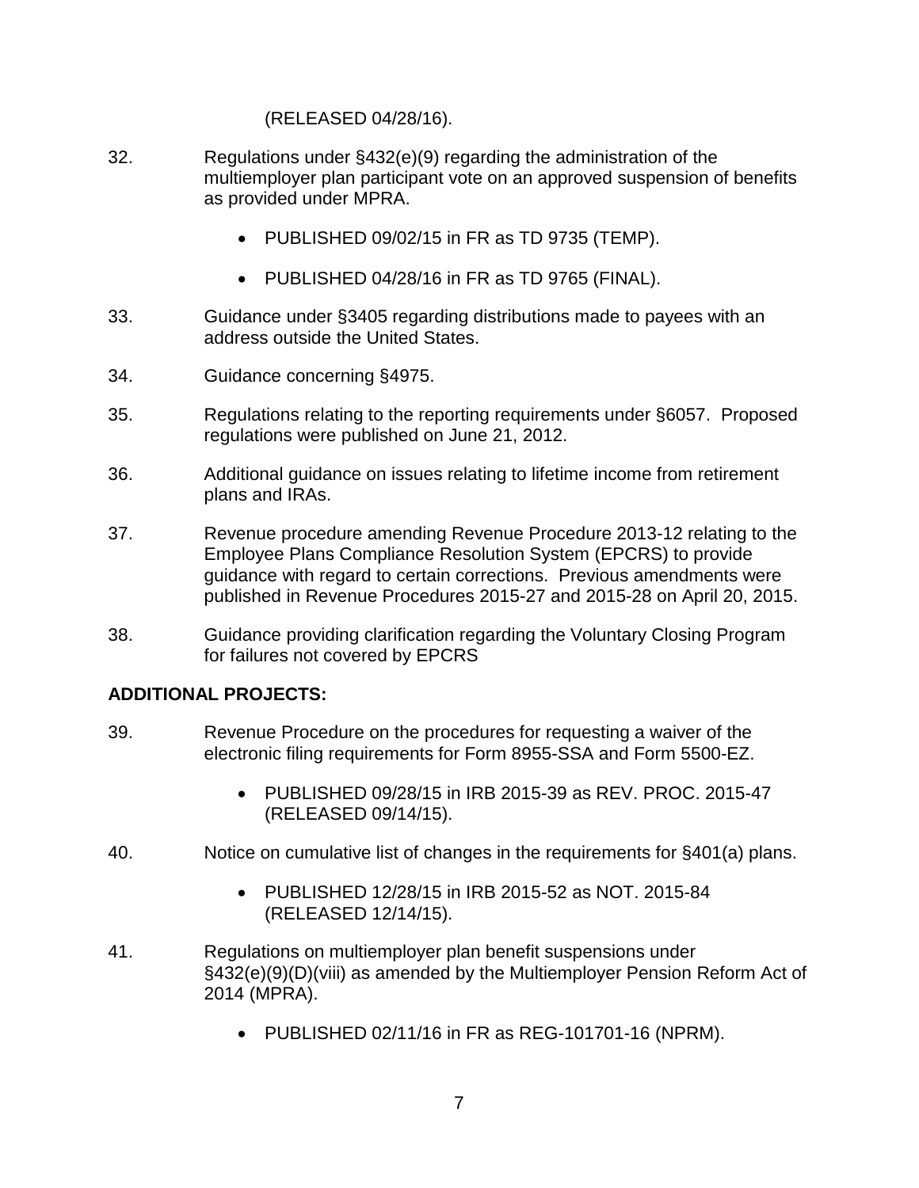(RELEASED 04/28/16).

32. Regulations under §432(e)(9) regarding the administration of the multiemployer plan participant vote on an approved suspension of benefits as provided under MPRA.

    - PUBLISHED 09/02/15 in FR as TD 9735 (TEMP).
    - PUBLISHED 04/28/16 in FR as TD 9765 (FINAL).

33. Guidance under §3405 regarding distributions made to payees with an address outside the United States.

34. Guidance concerning §4975.

35. Regulations relating to the reporting requirements under §6057. Proposed regulations were published on June 21, 2012.

36. Additional guidance on issues relating to lifetime income from retirement plans and IRAs.

37. Revenue procedure amending Revenue Procedure 2013-12 relating to the Employee Plans Compliance Resolution System (EPCRS) to provide guidance with regard to certain corrections. Previous amendments were published in Revenue Procedures 2015-27 and 2015-28 on April 20, 2015.

38. Guidance providing clarification regarding the Voluntary Closing Program for failures not covered by EPCRS

**ADDITIONAL PROJECTS:**

39. Revenue Procedure on the procedures for requesting a waiver of the electronic filing requirements for Form 8955-SSA and Form 5500-EZ.

    - PUBLISHED 09/28/15 in IRB 2015-39 as REV. PROC. 2015-47 (RELEASED 09/14/15).

40. Notice on cumulative list of changes in the requirements for §401(a) plans.

    - PUBLISHED 12/28/15 in IRB 2015-52 as NOT. 2015-84 (RELEASED 12/14/15).

41. Regulations on multiemployer plan benefit suspensions under §432(e)(9)(D)(viii) as amended by the Multiemployer Pension Reform Act of 2014 (MPRA).

    - PUBLISHED 02/11/16 in FR as REG-101701-16 (NPRM).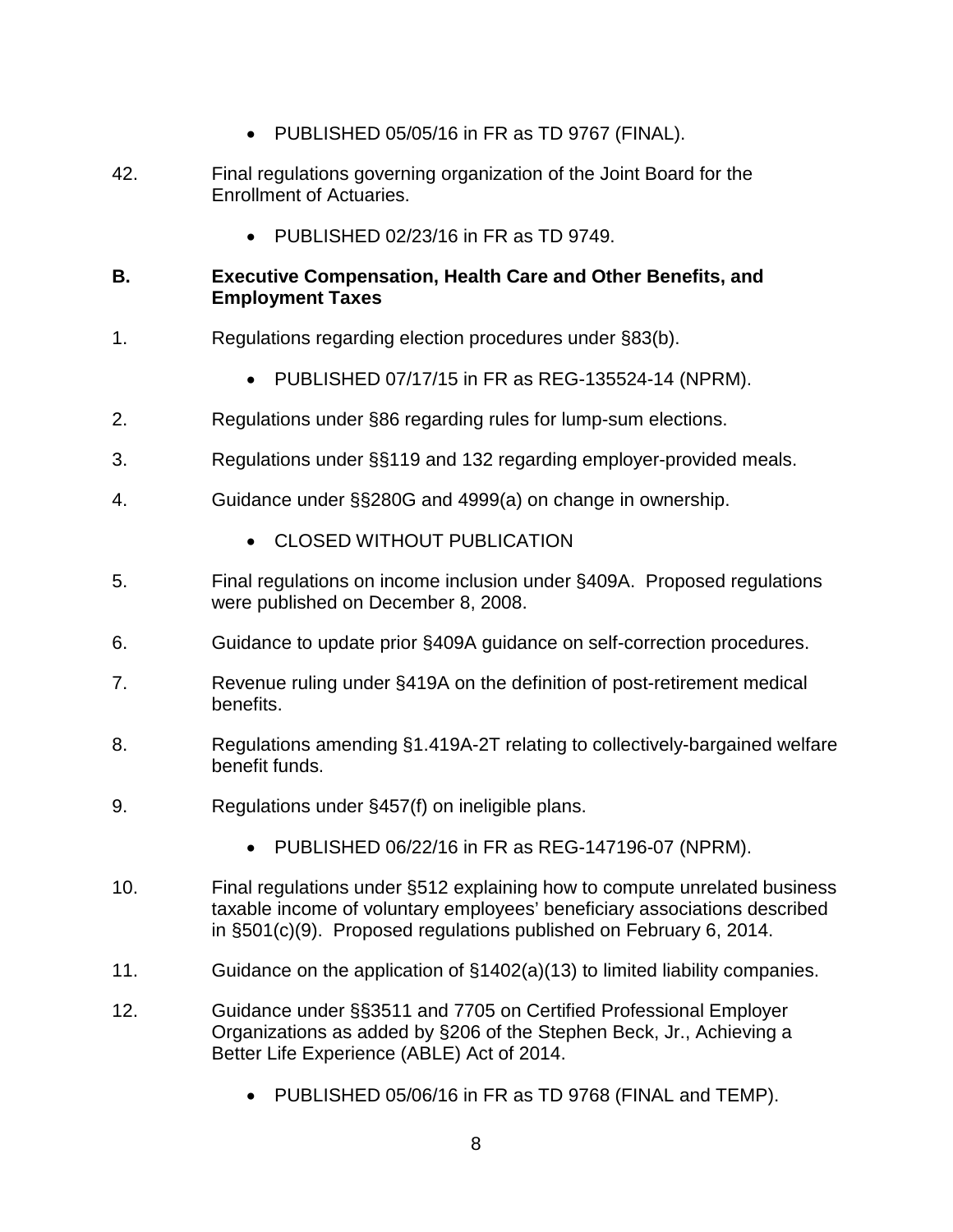- PUBLISHED 05/05/16 in FR as TD 9767 (FINAL).

42. Final regulations governing organization of the Joint Board for the Enrollment of Actuaries.

    - PUBLISHED 02/23/16 in FR as TD 9749.

**B. Executive Compensation, Health Care and Other Benefits, and Employment Taxes**

1. Regulations regarding election procedures under §83(b).

    - PUBLISHED 07/17/15 in FR as REG-135524-14 (NPRM).

2. Regulations under §86 regarding rules for lump-sum elections.

3. Regulations under §§119 and 132 regarding employer-provided meals.

4. Guidance under §§280G and 4999(a) on change in ownership.

    - CLOSED WITHOUT PUBLICATION

5. Final regulations on income inclusion under §409A. Proposed regulations were published on December 8, 2008.

6. Guidance to update prior §409A guidance on self-correction procedures.

7. Revenue ruling under §419A on the definition of post-retirement medical benefits.

8. Regulations amending §1.419A-2T relating to collectively-bargained welfare benefit funds.

9. Regulations under §457(f) on ineligible plans.

    - PUBLISHED 06/22/16 in FR as REG-147196-07 (NPRM).

10. Final regulations under §512 explaining how to compute unrelated business taxable income of voluntary employees' beneficiary associations described in §501(c)(9). Proposed regulations published on February 6, 2014.

11. Guidance on the application of §1402(a)(13) to limited liability companies.

12. Guidance under §§3511 and 7705 on Certified Professional Employer Organizations as added by §206 of the Stephen Beck, Jr., Achieving a Better Life Experience (ABLE) Act of 2014.

    - PUBLISHED 05/06/16 in FR as TD 9768 (FINAL and TEMP).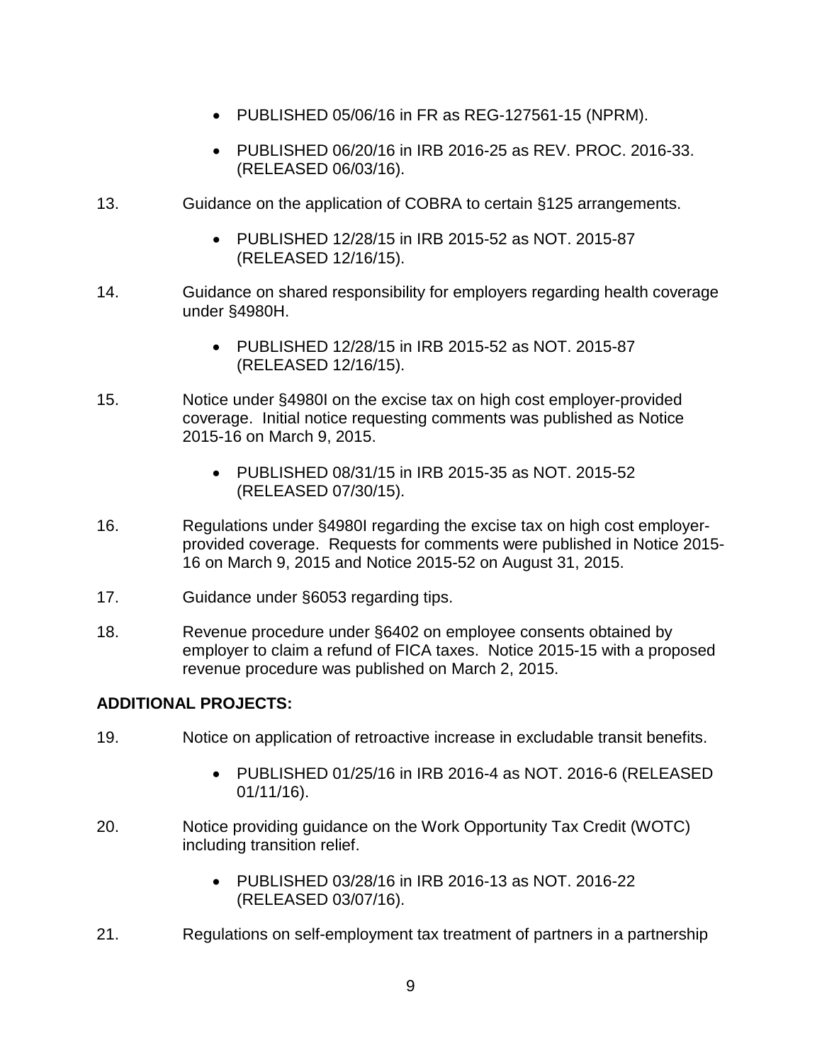- PUBLISHED 05/06/16 in FR as REG-127561-15 (NPRM).
- PUBLISHED 06/20/16 in IRB 2016-25 as REV. PROC. 2016-33. (RELEASED 06/03/16).

13. Guidance on the application of COBRA to certain §125 arrangements.

    - PUBLISHED 12/28/15 in IRB 2015-52 as NOT. 2015-87 (RELEASED 12/16/15).

14. Guidance on shared responsibility for employers regarding health coverage under §4980H.

    - PUBLISHED 12/28/15 in IRB 2015-52 as NOT. 2015-87 (RELEASED 12/16/15).

15. Notice under §4980I on the excise tax on high cost employer-provided coverage. Initial notice requesting comments was published as Notice 2015-16 on March 9, 2015.

    - PUBLISHED 08/31/15 in IRB 2015-35 as NOT. 2015-52 (RELEASED 07/30/15).

16. Regulations under §4980I regarding the excise tax on high cost employer-provided coverage. Requests for comments were published in Notice 2015-16 on March 9, 2015 and Notice 2015-52 on August 31, 2015.

17. Guidance under §6053 regarding tips.

18. Revenue procedure under §6402 on employee consents obtained by employer to claim a refund of FICA taxes. Notice 2015-15 with a proposed revenue procedure was published on March 2, 2015.

**ADDITIONAL PROJECTS:**

19. Notice on application of retroactive increase in excludable transit benefits.

    - PUBLISHED 01/25/16 in IRB 2016-4 as NOT. 2016-6 (RELEASED 01/11/16).

20. Notice providing guidance on the Work Opportunity Tax Credit (WOTC) including transition relief.

    - PUBLISHED 03/28/16 in IRB 2016-13 as NOT. 2016-22 (RELEASED 03/07/16).

21. Regulations on self-employment tax treatment of partners in a partnership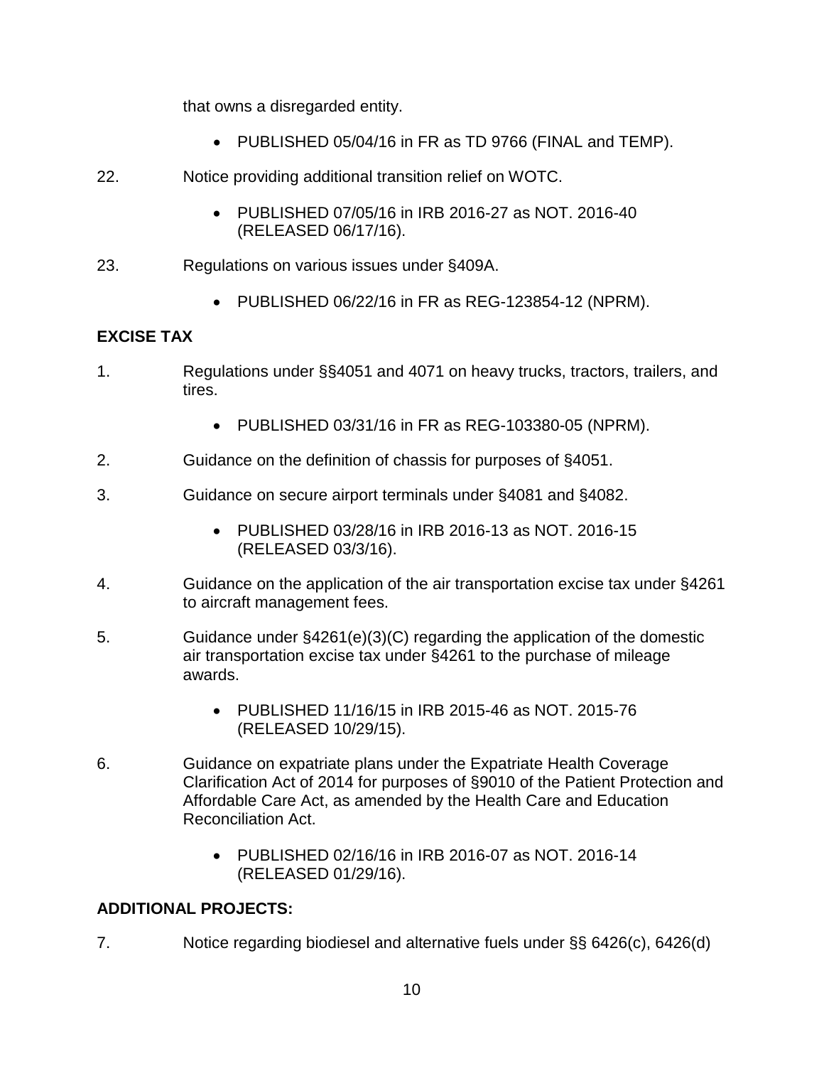that owns a disregarded entity.

- PUBLISHED 05/04/16 in FR as TD 9766 (FINAL and TEMP).

22. Notice providing additional transition relief on WOTC.

    - PUBLISHED 07/05/16 in IRB 2016-27 as NOT. 2016-40 (RELEASED 06/17/16).

23. Regulations on various issues under §409A.

    - PUBLISHED 06/22/16 in FR as REG-123854-12 (NPRM).

**EXCISE TAX**

1. Regulations under §§4051 and 4071 on heavy trucks, tractors, trailers, and tires.

    - PUBLISHED 03/31/16 in FR as REG-103380-05 (NPRM).

2. Guidance on the definition of chassis for purposes of §4051.

3. Guidance on secure airport terminals under §4081 and §4082.

    - PUBLISHED 03/28/16 in IRB 2016-13 as NOT. 2016-15 (RELEASED 03/3/16).

4. Guidance on the application of the air transportation excise tax under §4261 to aircraft management fees.

5. Guidance under §4261(e)(3)(C) regarding the application of the domestic air transportation excise tax under §4261 to the purchase of mileage awards.

    - PUBLISHED 11/16/15 in IRB 2015-46 as NOT. 2015-76 (RELEASED 10/29/15).

6. Guidance on expatriate plans under the Expatriate Health Coverage Clarification Act of 2014 for purposes of §9010 of the Patient Protection and Affordable Care Act, as amended by the Health Care and Education Reconciliation Act.

    - PUBLISHED 02/16/16 in IRB 2016-07 as NOT. 2016-14 (RELEASED 01/29/16).

**ADDITIONAL PROJECTS:**

7. Notice regarding biodiesel and alternative fuels under §§ 6426(c), 6426(d)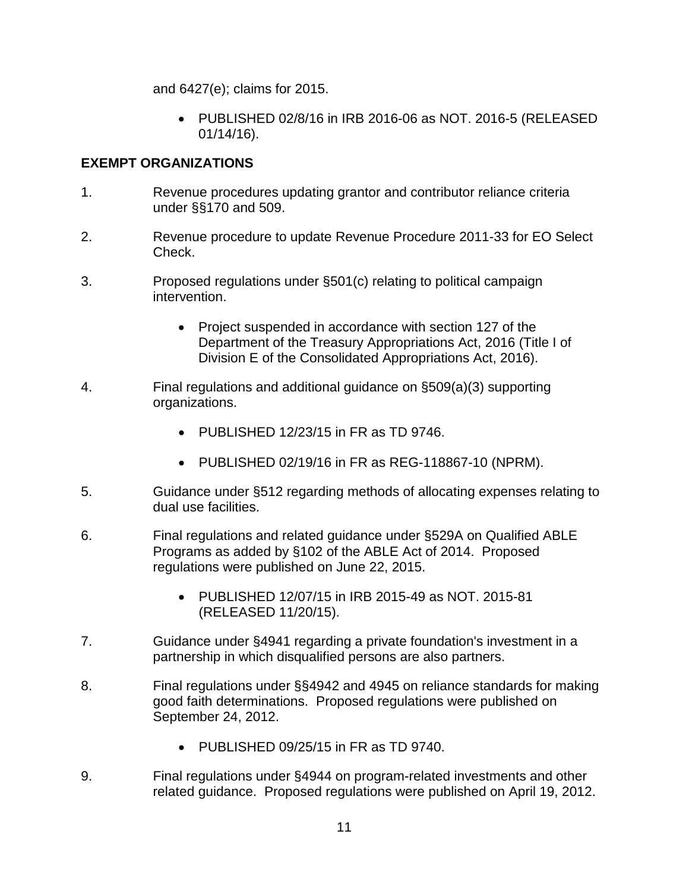and 6427(e); claims for 2015.

- PUBLISHED 02/8/16 in IRB 2016-06 as NOT. 2016-5 (RELEASED 01/14/16).

**EXEMPT ORGANIZATIONS**

1. Revenue procedures updating grantor and contributor reliance criteria under §§170 and 509.

2. Revenue procedure to update Revenue Procedure 2011-33 for EO Select Check.

3. Proposed regulations under §501(c) relating to political campaign intervention.

   - Project suspended in accordance with section 127 of the Department of the Treasury Appropriations Act, 2016 (Title I of Division E of the Consolidated Appropriations Act, 2016).

4. Final regulations and additional guidance on §509(a)(3) supporting organizations.

   - PUBLISHED 12/23/15 in FR as TD 9746.

   - PUBLISHED 02/19/16 in FR as REG-118867-10 (NPRM).

5. Guidance under §512 regarding methods of allocating expenses relating to dual use facilities.

6. Final regulations and related guidance under §529A on Qualified ABLE Programs as added by §102 of the ABLE Act of 2014. Proposed regulations were published on June 22, 2015.

   - PUBLISHED 12/07/15 in IRB 2015-49 as NOT. 2015-81 (RELEASED 11/20/15).

7. Guidance under §4941 regarding a private foundation's investment in a partnership in which disqualified persons are also partners.

8. Final regulations under §§4942 and 4945 on reliance standards for making good faith determinations. Proposed regulations were published on September 24, 2012.

   - PUBLISHED 09/25/15 in FR as TD 9740.

9. Final regulations under §4944 on program-related investments and other related guidance. Proposed regulations were published on April 19, 2012.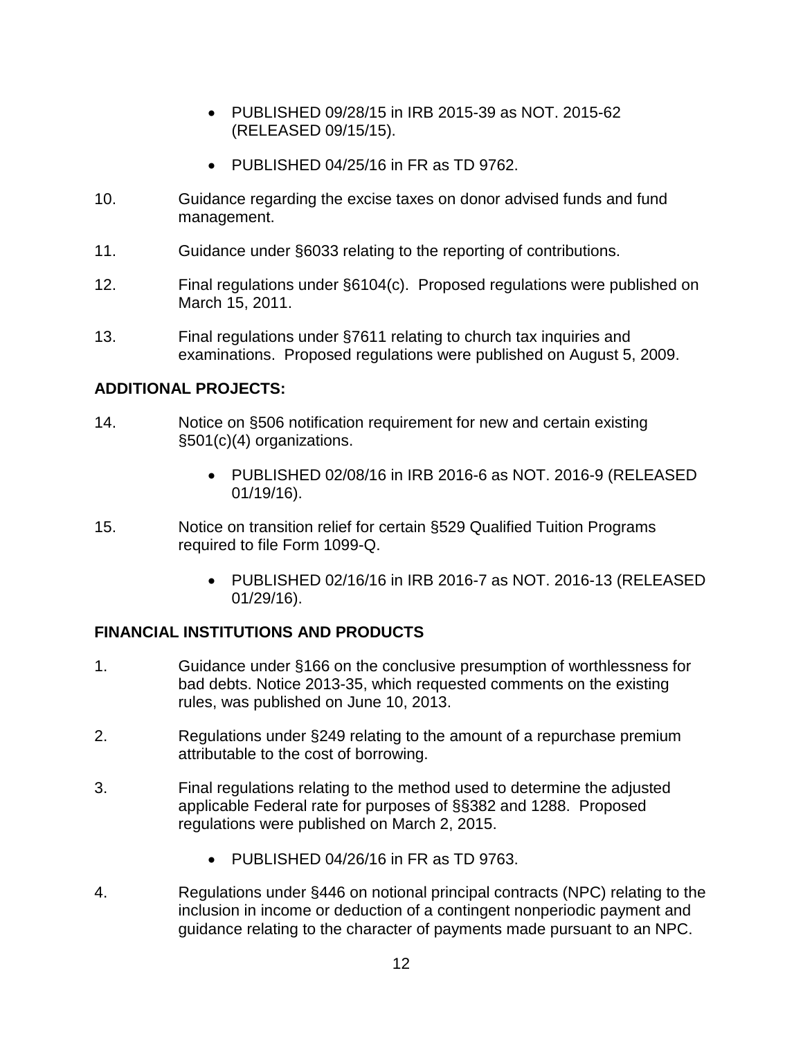- PUBLISHED 09/28/15 in IRB 2015-39 as NOT. 2015-62 (RELEASED 09/15/15).
- PUBLISHED 04/25/16 in FR as TD 9762.

10. Guidance regarding the excise taxes on donor advised funds and fund management.

11. Guidance under §6033 relating to the reporting of contributions.

12. Final regulations under §6104(c). Proposed regulations were published on March 15, 2011.

13. Final regulations under §7611 relating to church tax inquiries and examinations. Proposed regulations were published on August 5, 2009.

**ADDITIONAL PROJECTS:**

14. Notice on §506 notification requirement for new and certain existing §501(c)(4) organizations.

    - PUBLISHED 02/08/16 in IRB 2016-6 as NOT. 2016-9 (RELEASED 01/19/16).

15. Notice on transition relief for certain §529 Qualified Tuition Programs required to file Form 1099-Q.

    - PUBLISHED 02/16/16 in IRB 2016-7 as NOT. 2016-13 (RELEASED 01/29/16).

## FINANCIAL INSTITUTIONS AND PRODUCTS

1. Guidance under §166 on the conclusive presumption of worthlessness for bad debts. Notice 2013-35, which requested comments on the existing rules, was published on June 10, 2013.

2. Regulations under §249 relating to the amount of a repurchase premium attributable to the cost of borrowing.

3. Final regulations relating to the method used to determine the adjusted applicable Federal rate for purposes of §§382 and 1288. Proposed regulations were published on March 2, 2015.

    - PUBLISHED 04/26/16 in FR as TD 9763.

4. Regulations under §446 on notional principal contracts (NPC) relating to the inclusion in income or deduction of a contingent nonperiodic payment and guidance relating to the character of payments made pursuant to an NPC.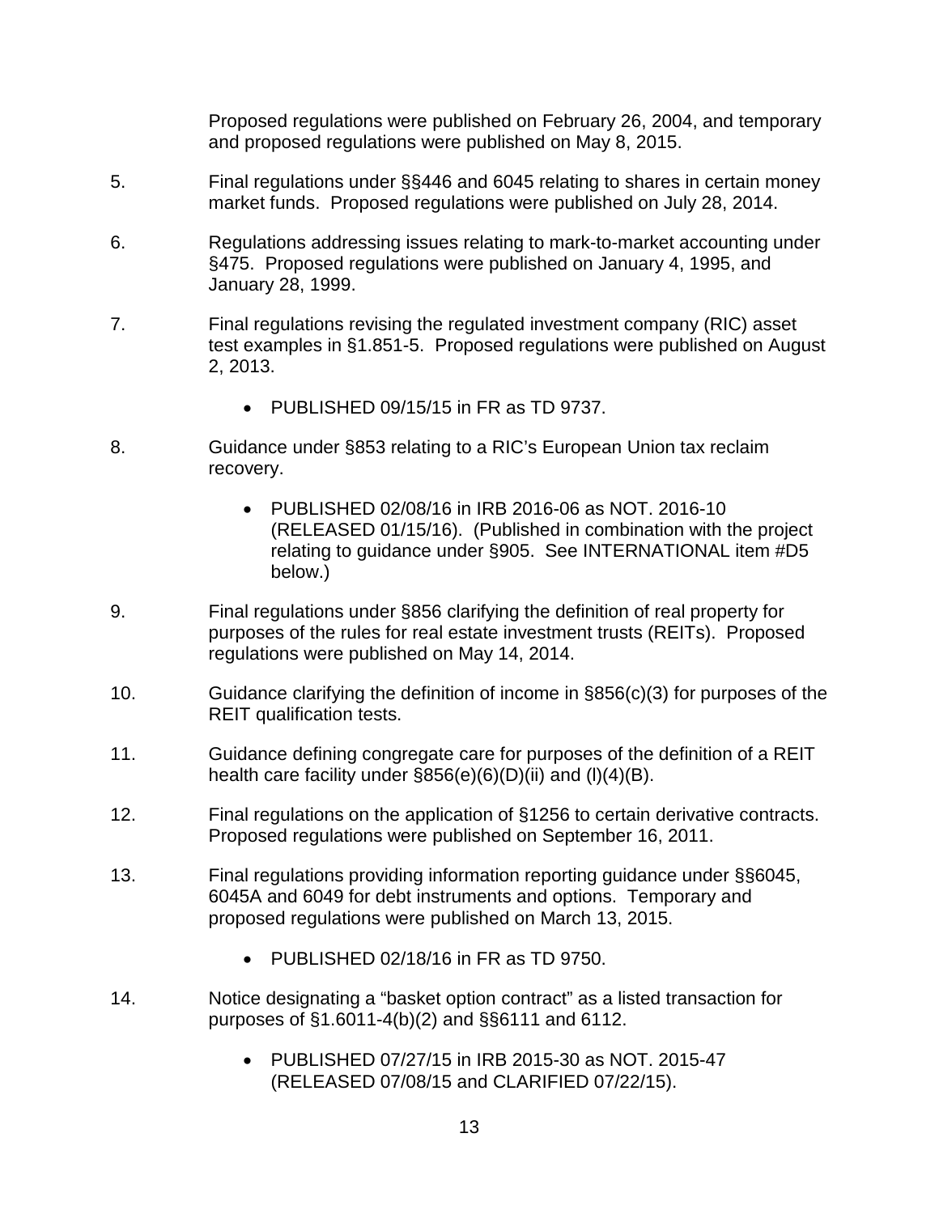Proposed regulations were published on February 26, 2004, and temporary and proposed regulations were published on May 8, 2015.

5. Final regulations under §§446 and 6045 relating to shares in certain money market funds. Proposed regulations were published on July 28, 2014.

6. Regulations addressing issues relating to mark-to-market accounting under §475. Proposed regulations were published on January 4, 1995, and January 28, 1999.

7. Final regulations revising the regulated investment company (RIC) asset test examples in §1.851-5. Proposed regulations were published on August 2, 2013.

    - PUBLISHED 09/15/15 in FR as TD 9737.

8. Guidance under §853 relating to a RIC's European Union tax reclaim recovery.

    - PUBLISHED 02/08/16 in IRB 2016-06 as NOT. 2016-10 (RELEASED 01/15/16). (Published in combination with the project relating to guidance under §905. See INTERNATIONAL item #D5 below.)

9. Final regulations under §856 clarifying the definition of real property for purposes of the rules for real estate investment trusts (REITs). Proposed regulations were published on May 14, 2014.

10. Guidance clarifying the definition of income in §856(c)(3) for purposes of the REIT qualification tests.

11. Guidance defining congregate care for purposes of the definition of a REIT health care facility under §856(e)(6)(D)(ii) and (l)(4)(B).

12. Final regulations on the application of §1256 to certain derivative contracts. Proposed regulations were published on September 16, 2011.

13. Final regulations providing information reporting guidance under §§6045, 6045A and 6049 for debt instruments and options. Temporary and proposed regulations were published on March 13, 2015.

    - PUBLISHED 02/18/16 in FR as TD 9750.

14. Notice designating a "basket option contract" as a listed transaction for purposes of §1.6011-4(b)(2) and §§6111 and 6112.

    - PUBLISHED 07/27/15 in IRB 2015-30 as NOT. 2015-47 (RELEASED 07/08/15 and CLARIFIED 07/22/15).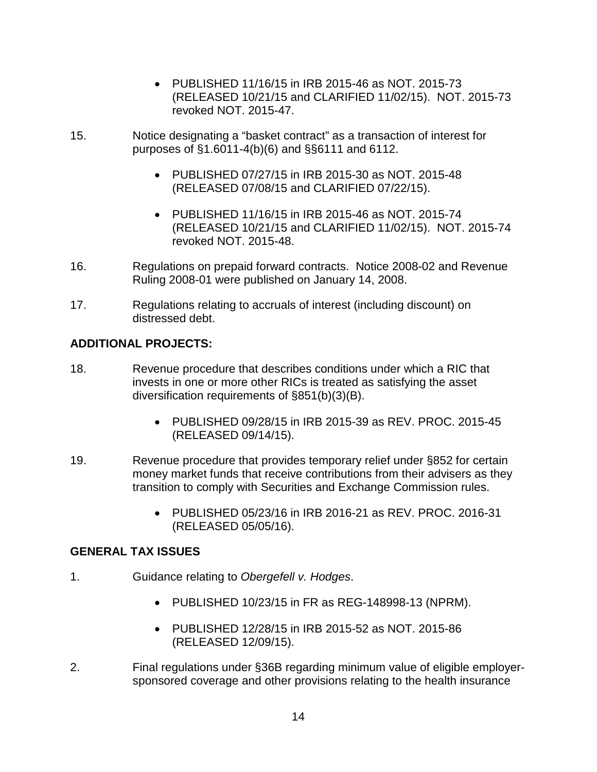- PUBLISHED 11/16/15 in IRB 2015-46 as NOT. 2015-73 (RELEASED 10/21/15 and CLARIFIED 11/02/15). NOT. 2015-73 revoked NOT. 2015-47.

15. Notice designating a "basket contract" as a transaction of interest for purposes of §1.6011-4(b)(6) and §§6111 and 6112.

    - PUBLISHED 07/27/15 in IRB 2015-30 as NOT. 2015-48 (RELEASED 07/08/15 and CLARIFIED 07/22/15).

    - PUBLISHED 11/16/15 in IRB 2015-46 as NOT. 2015-74 (RELEASED 10/21/15 and CLARIFIED 11/02/15). NOT. 2015-74 revoked NOT. 2015-48.

16. Regulations on prepaid forward contracts. Notice 2008-02 and Revenue Ruling 2008-01 were published on January 14, 2008.

17. Regulations relating to accruals of interest (including discount) on distressed debt.

**ADDITIONAL PROJECTS:**

18. Revenue procedure that describes conditions under which a RIC that invests in one or more other RICs is treated as satisfying the asset diversification requirements of §851(b)(3)(B).

    - PUBLISHED 09/28/15 in IRB 2015-39 as REV. PROC. 2015-45 (RELEASED 09/14/15).

19. Revenue procedure that provides temporary relief under §852 for certain money market funds that receive contributions from their advisers as they transition to comply with Securities and Exchange Commission rules.

    - PUBLISHED 05/23/16 in IRB 2016-21 as REV. PROC. 2016-31 (RELEASED 05/05/16).

**GENERAL TAX ISSUES**

1. Guidance relating to *Obergefell v. Hodges*.

    - PUBLISHED 10/23/15 in FR as REG-148998-13 (NPRM).

    - PUBLISHED 12/28/15 in IRB 2015-52 as NOT. 2015-86 (RELEASED 12/09/15).

2. Final regulations under §36B regarding minimum value of eligible employer-sponsored coverage and other provisions relating to the health insurance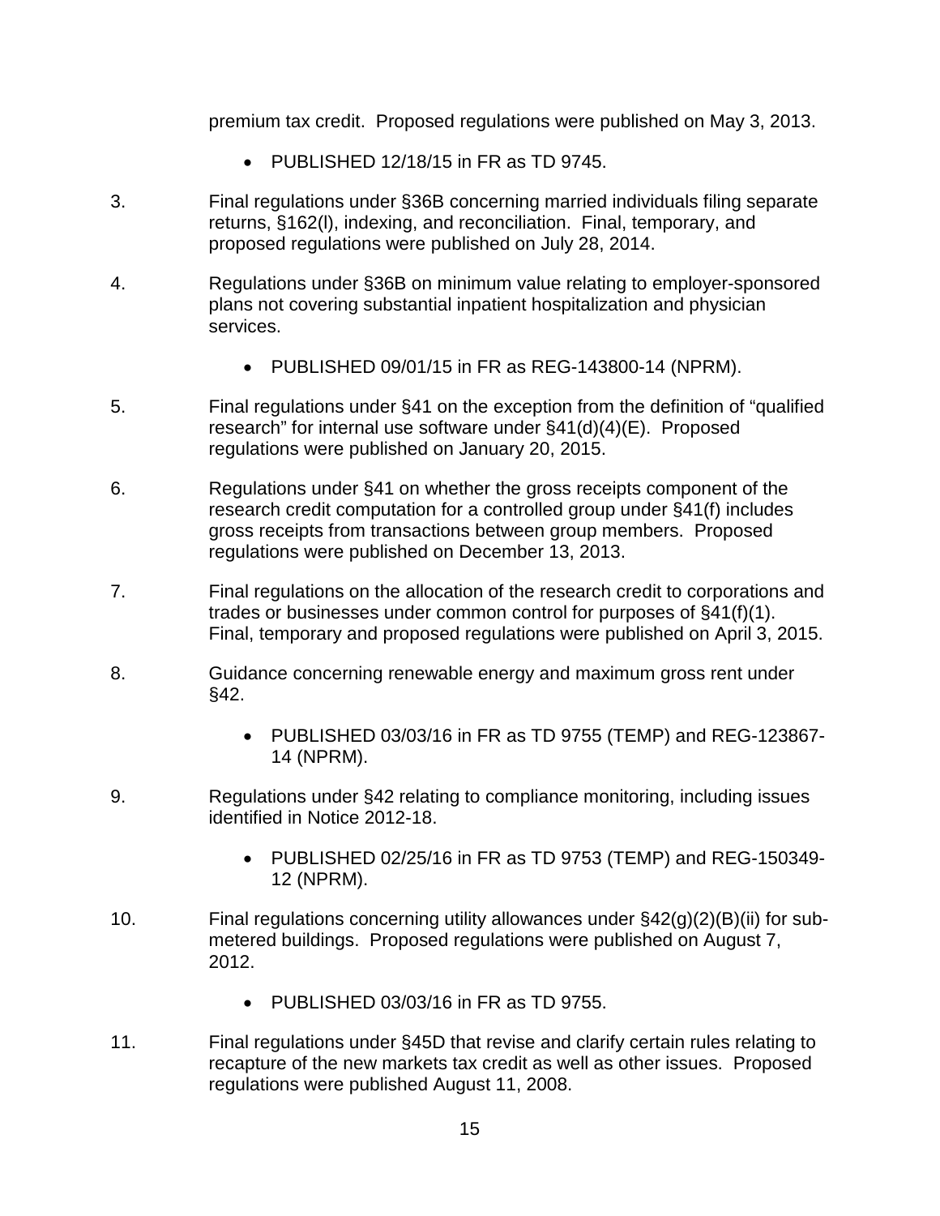premium tax credit. Proposed regulations were published on May 3, 2013.

- PUBLISHED 12/18/15 in FR as TD 9745.

3. Final regulations under §36B concerning married individuals filing separate returns, §162(l), indexing, and reconciliation. Final, temporary, and proposed regulations were published on July 28, 2014.

4. Regulations under §36B on minimum value relating to employer-sponsored plans not covering substantial inpatient hospitalization and physician services.

   - PUBLISHED 09/01/15 in FR as REG-143800-14 (NPRM).

5. Final regulations under §41 on the exception from the definition of "qualified research" for internal use software under §41(d)(4)(E). Proposed regulations were published on January 20, 2015.

6. Regulations under §41 on whether the gross receipts component of the research credit computation for a controlled group under §41(f) includes gross receipts from transactions between group members. Proposed regulations were published on December 13, 2013.

7. Final regulations on the allocation of the research credit to corporations and trades or businesses under common control for purposes of §41(f)(1). Final, temporary and proposed regulations were published on April 3, 2015.

8. Guidance concerning renewable energy and maximum gross rent under §42.

   - PUBLISHED 03/03/16 in FR as TD 9755 (TEMP) and REG-123867-14 (NPRM).

9. Regulations under §42 relating to compliance monitoring, including issues identified in Notice 2012-18.

   - PUBLISHED 02/25/16 in FR as TD 9753 (TEMP) and REG-150349-12 (NPRM).

10. Final regulations concerning utility allowances under §42(g)(2)(B)(ii) for sub-metered buildings. Proposed regulations were published on August 7, 2012.

    - PUBLISHED 03/03/16 in FR as TD 9755.

11. Final regulations under §45D that revise and clarify certain rules relating to recapture of the new markets tax credit as well as other issues. Proposed regulations were published August 11, 2008.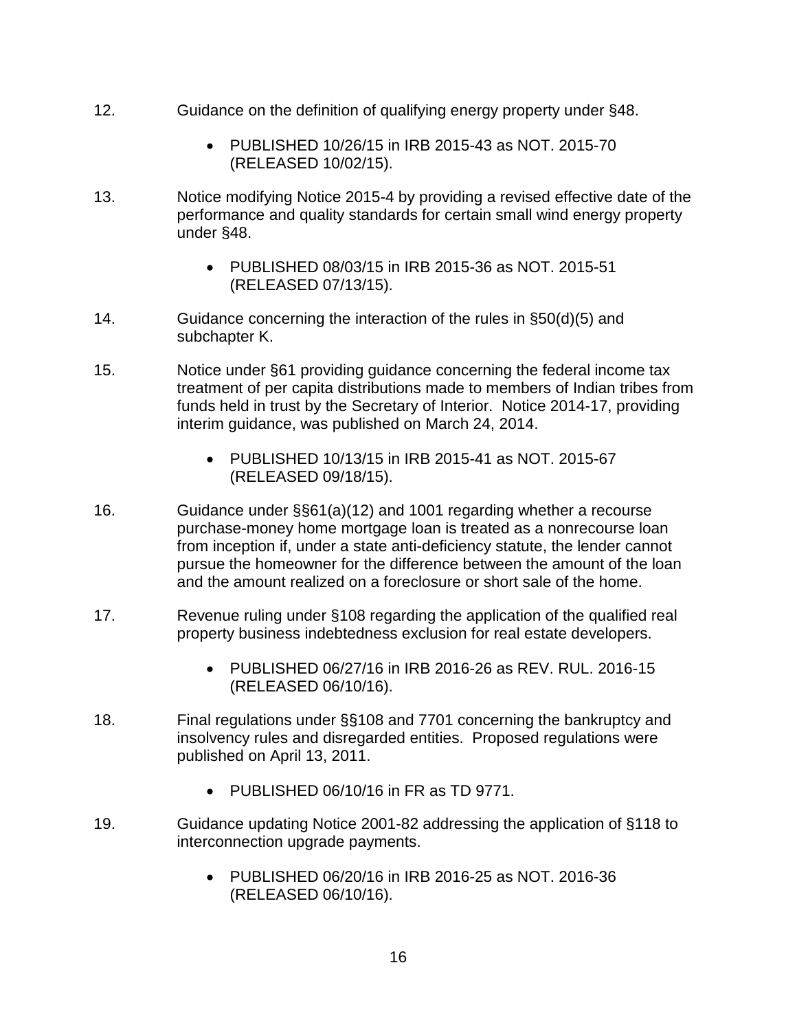12. Guidance on the definition of qualifying energy property under §48.

    - PUBLISHED 10/26/15 in IRB 2015-43 as NOT. 2015-70 (RELEASED 10/02/15).

13. Notice modifying Notice 2015-4 by providing a revised effective date of the performance and quality standards for certain small wind energy property under §48.

    - PUBLISHED 08/03/15 in IRB 2015-36 as NOT. 2015-51 (RELEASED 07/13/15).

14. Guidance concerning the interaction of the rules in §50(d)(5) and subchapter K.

15. Notice under §61 providing guidance concerning the federal income tax treatment of per capita distributions made to members of Indian tribes from funds held in trust by the Secretary of Interior. Notice 2014-17, providing interim guidance, was published on March 24, 2014.

    - PUBLISHED 10/13/15 in IRB 2015-41 as NOT. 2015-67 (RELEASED 09/18/15).

16. Guidance under §§61(a)(12) and 1001 regarding whether a recourse purchase-money home mortgage loan is treated as a nonrecourse loan from inception if, under a state anti-deficiency statute, the lender cannot pursue the homeowner for the difference between the amount of the loan and the amount realized on a foreclosure or short sale of the home.

17. Revenue ruling under §108 regarding the application of the qualified real property business indebtedness exclusion for real estate developers.

    - PUBLISHED 06/27/16 in IRB 2016-26 as REV. RUL. 2016-15 (RELEASED 06/10/16).

18. Final regulations under §§108 and 7701 concerning the bankruptcy and insolvency rules and disregarded entities. Proposed regulations were published on April 13, 2011.

    - PUBLISHED 06/10/16 in FR as TD 9771.

19. Guidance updating Notice 2001-82 addressing the application of §118 to interconnection upgrade payments.

    - PUBLISHED 06/20/16 in IRB 2016-25 as NOT. 2016-36 (RELEASED 06/10/16).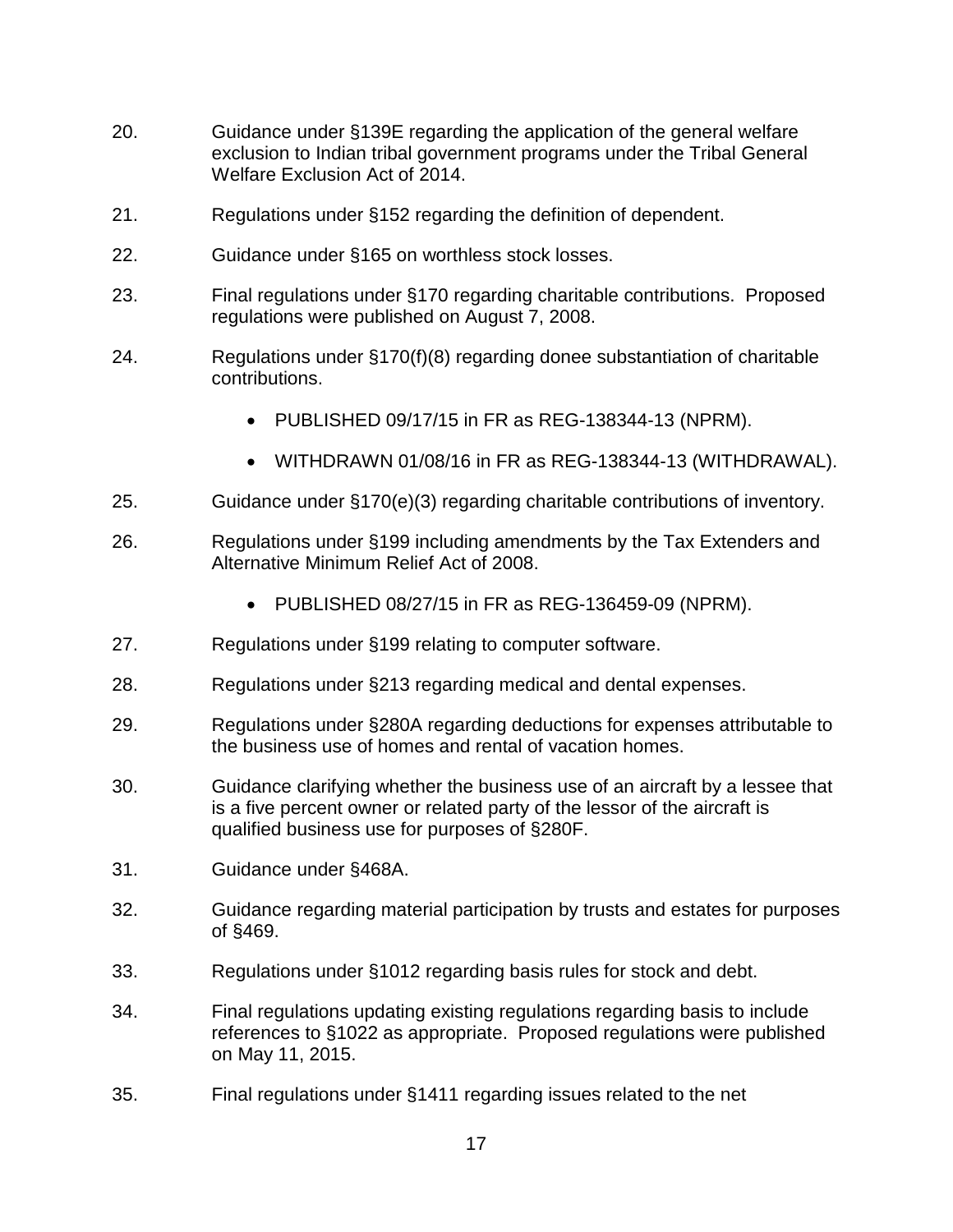20. Guidance under §139E regarding the application of the general welfare exclusion to Indian tribal government programs under the Tribal General Welfare Exclusion Act of 2014.

21. Regulations under §152 regarding the definition of dependent.

22. Guidance under §165 on worthless stock losses.

23. Final regulations under §170 regarding charitable contributions. Proposed regulations were published on August 7, 2008.

24. Regulations under §170(f)(8) regarding donee substantiation of charitable contributions.

    - PUBLISHED 09/17/15 in FR as REG-138344-13 (NPRM).
    - WITHDRAWN 01/08/16 in FR as REG-138344-13 (WITHDRAWAL).

25. Guidance under §170(e)(3) regarding charitable contributions of inventory.

26. Regulations under §199 including amendments by the Tax Extenders and Alternative Minimum Relief Act of 2008.

    - PUBLISHED 08/27/15 in FR as REG-136459-09 (NPRM).

27. Regulations under §199 relating to computer software.

28. Regulations under §213 regarding medical and dental expenses.

29. Regulations under §280A regarding deductions for expenses attributable to the business use of homes and rental of vacation homes.

30. Guidance clarifying whether the business use of an aircraft by a lessee that is a five percent owner or related party of the lessor of the aircraft is qualified business use for purposes of §280F.

31. Guidance under §468A.

32. Guidance regarding material participation by trusts and estates for purposes of §469.

33. Regulations under §1012 regarding basis rules for stock and debt.

34. Final regulations updating existing regulations regarding basis to include references to §1022 as appropriate. Proposed regulations were published on May 11, 2015.

35. Final regulations under §1411 regarding issues related to the net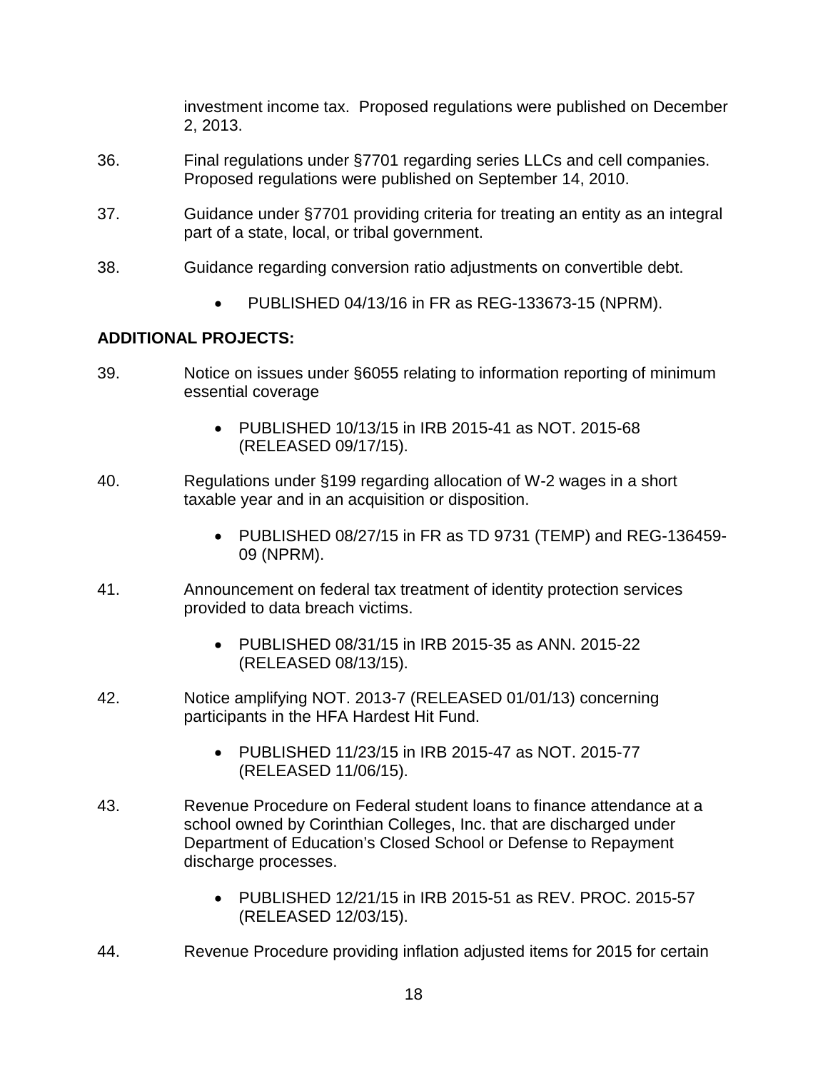investment income tax. Proposed regulations were published on December 2, 2013.

36. Final regulations under §7701 regarding series LLCs and cell companies. Proposed regulations were published on September 14, 2010.

37. Guidance under §7701 providing criteria for treating an entity as an integral part of a state, local, or tribal government.

38. Guidance regarding conversion ratio adjustments on convertible debt.

    - PUBLISHED 04/13/16 in FR as REG-133673-15 (NPRM).

**ADDITIONAL PROJECTS:**

39. Notice on issues under §6055 relating to information reporting of minimum essential coverage

    - PUBLISHED 10/13/15 in IRB 2015-41 as NOT. 2015-68 (RELEASED 09/17/15).

40. Regulations under §199 regarding allocation of W-2 wages in a short taxable year and in an acquisition or disposition.

    - PUBLISHED 08/27/15 in FR as TD 9731 (TEMP) and REG-136459-09 (NPRM).

41. Announcement on federal tax treatment of identity protection services provided to data breach victims.

    - PUBLISHED 08/31/15 in IRB 2015-35 as ANN. 2015-22 (RELEASED 08/13/15).

42. Notice amplifying NOT. 2013-7 (RELEASED 01/01/13) concerning participants in the HFA Hardest Hit Fund.

    - PUBLISHED 11/23/15 in IRB 2015-47 as NOT. 2015-77 (RELEASED 11/06/15).

43. Revenue Procedure on Federal student loans to finance attendance at a school owned by Corinthian Colleges, Inc. that are discharged under Department of Education's Closed School or Defense to Repayment discharge processes.

    - PUBLISHED 12/21/15 in IRB 2015-51 as REV. PROC. 2015-57 (RELEASED 12/03/15).

44. Revenue Procedure providing inflation adjusted items for 2015 for certain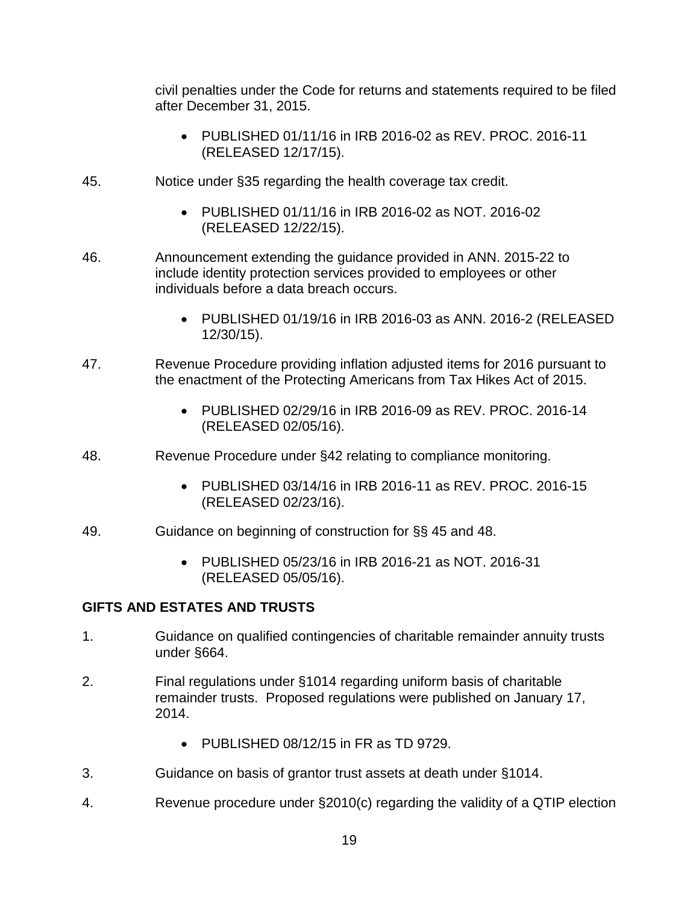civil penalties under the Code for returns and statements required to be filed after December 31, 2015.

- PUBLISHED 01/11/16 in IRB 2016-02 as REV. PROC. 2016-11 (RELEASED 12/17/15).

45. Notice under §35 regarding the health coverage tax credit.

    - PUBLISHED 01/11/16 in IRB 2016-02 as NOT. 2016-02 (RELEASED 12/22/15).

46. Announcement extending the guidance provided in ANN. 2015-22 to include identity protection services provided to employees or other individuals before a data breach occurs.

    - PUBLISHED 01/19/16 in IRB 2016-03 as ANN. 2016-2 (RELEASED 12/30/15).

47. Revenue Procedure providing inflation adjusted items for 2016 pursuant to the enactment of the Protecting Americans from Tax Hikes Act of 2015.

    - PUBLISHED 02/29/16 in IRB 2016-09 as REV. PROC. 2016-14 (RELEASED 02/05/16).

48. Revenue Procedure under §42 relating to compliance monitoring.

    - PUBLISHED 03/14/16 in IRB 2016-11 as REV. PROC. 2016-15 (RELEASED 02/23/16).

49. Guidance on beginning of construction for §§ 45 and 48.

    - PUBLISHED 05/23/16 in IRB 2016-21 as NOT. 2016-31 (RELEASED 05/05/16).

**GIFTS AND ESTATES AND TRUSTS**

1. Guidance on qualified contingencies of charitable remainder annuity trusts under §664.

2. Final regulations under §1014 regarding uniform basis of charitable remainder trusts. Proposed regulations were published on January 17, 2014.

    - PUBLISHED 08/12/15 in FR as TD 9729.

3. Guidance on basis of grantor trust assets at death under §1014.

4. Revenue procedure under §2010(c) regarding the validity of a QTIP election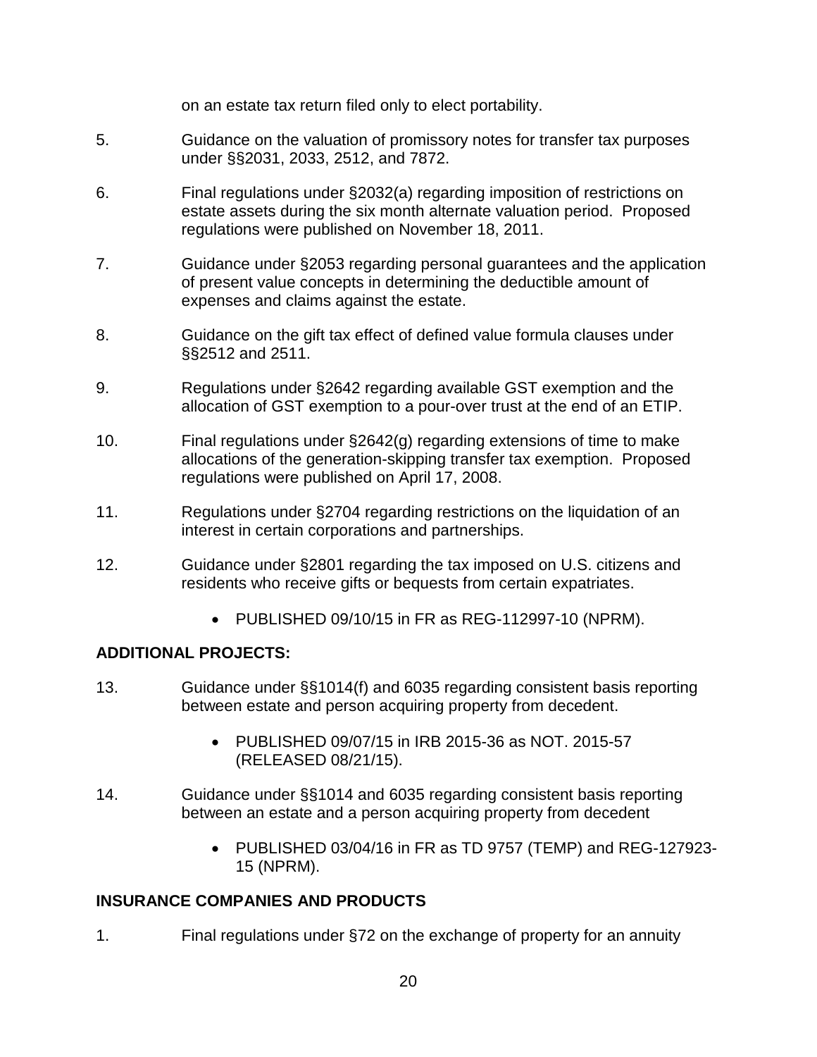on an estate tax return filed only to elect portability.

5. Guidance on the valuation of promissory notes for transfer tax purposes under §§2031, 2033, 2512, and 7872.

6. Final regulations under §2032(a) regarding imposition of restrictions on estate assets during the six month alternate valuation period. Proposed regulations were published on November 18, 2011.

7. Guidance under §2053 regarding personal guarantees and the application of present value concepts in determining the deductible amount of expenses and claims against the estate.

8. Guidance on the gift tax effect of defined value formula clauses under §§2512 and 2511.

9. Regulations under §2642 regarding available GST exemption and the allocation of GST exemption to a pour-over trust at the end of an ETIP.

10. Final regulations under §2642(g) regarding extensions of time to make allocations of the generation-skipping transfer tax exemption. Proposed regulations were published on April 17, 2008.

11. Regulations under §2704 regarding restrictions on the liquidation of an interest in certain corporations and partnerships.

12. Guidance under §2801 regarding the tax imposed on U.S. citizens and residents who receive gifts or bequests from certain expatriates.

    - PUBLISHED 09/10/15 in FR as REG-112997-10 (NPRM).

**ADDITIONAL PROJECTS:**

13. Guidance under §§1014(f) and 6035 regarding consistent basis reporting between estate and person acquiring property from decedent.

    - PUBLISHED 09/07/15 in IRB 2015-36 as NOT. 2015-57 (RELEASED 08/21/15).

14. Guidance under §§1014 and 6035 regarding consistent basis reporting between an estate and a person acquiring property from decedent

    - PUBLISHED 03/04/16 in FR as TD 9757 (TEMP) and REG-127923-15 (NPRM).

**INSURANCE COMPANIES AND PRODUCTS**

1. Final regulations under §72 on the exchange of property for an annuity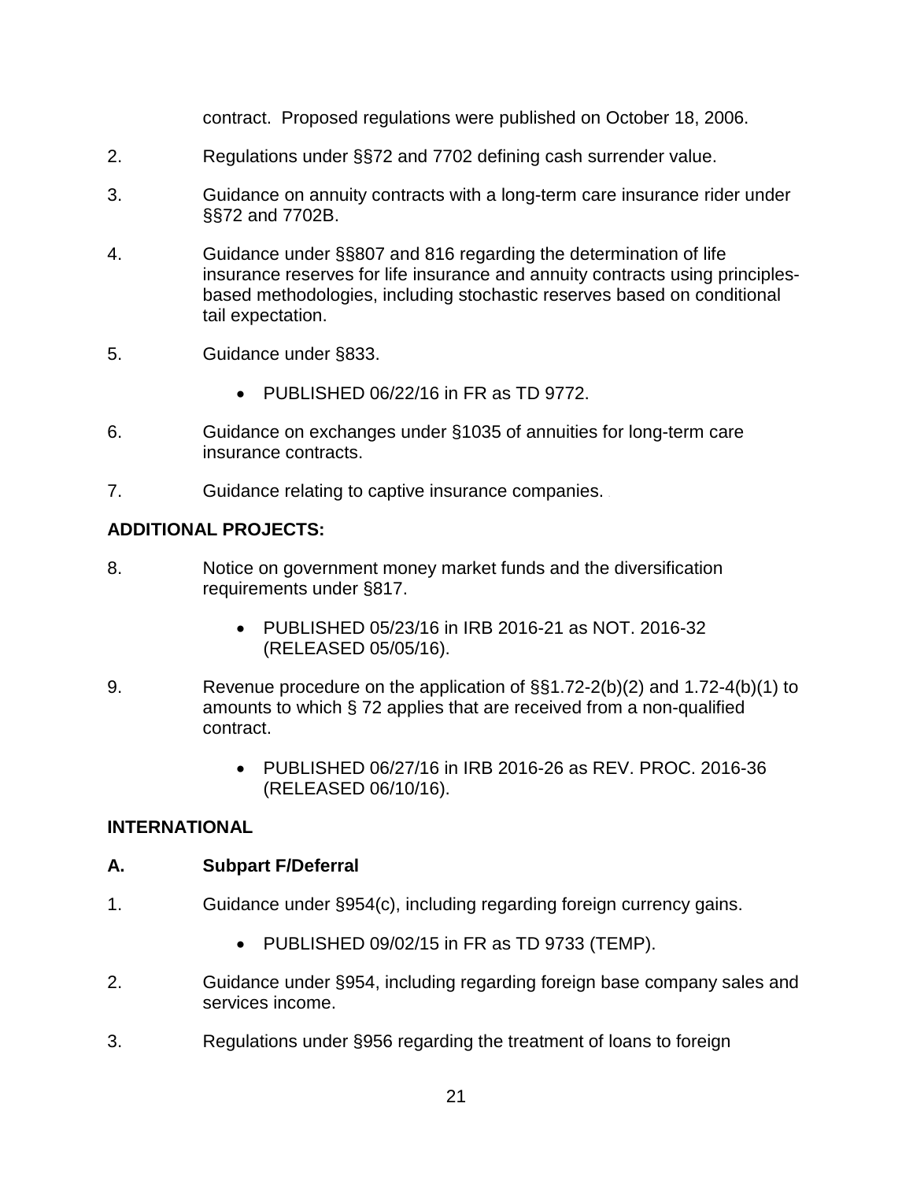contract. Proposed regulations were published on October 18, 2006.

2. Regulations under §§72 and 7702 defining cash surrender value.

3. Guidance on annuity contracts with a long-term care insurance rider under §§72 and 7702B.

4. Guidance under §§807 and 816 regarding the determination of life insurance reserves for life insurance and annuity contracts using principles-based methodologies, including stochastic reserves based on conditional tail expectation.

5. Guidance under §833.

   - PUBLISHED 06/22/16 in FR as TD 9772.

6. Guidance on exchanges under §1035 of annuities for long-term care insurance contracts.

7. Guidance relating to captive insurance companies.

**ADDITIONAL PROJECTS:**

8. Notice on government money market funds and the diversification requirements under §817.

   - PUBLISHED 05/23/16 in IRB 2016-21 as NOT. 2016-32 (RELEASED 05/05/16).

9. Revenue procedure on the application of §§1.72-2(b)(2) and 1.72-4(b)(1) to amounts to which § 72 applies that are received from a non-qualified contract.

   - PUBLISHED 06/27/16 in IRB 2016-26 as REV. PROC. 2016-36 (RELEASED 06/10/16).

## INTERNATIONAL

### A. Subpart F/Deferral

1. Guidance under §954(c), including regarding foreign currency gains.

   - PUBLISHED 09/02/15 in FR as TD 9733 (TEMP).

2. Guidance under §954, including regarding foreign base company sales and services income.

3. Regulations under §956 regarding the treatment of loans to foreign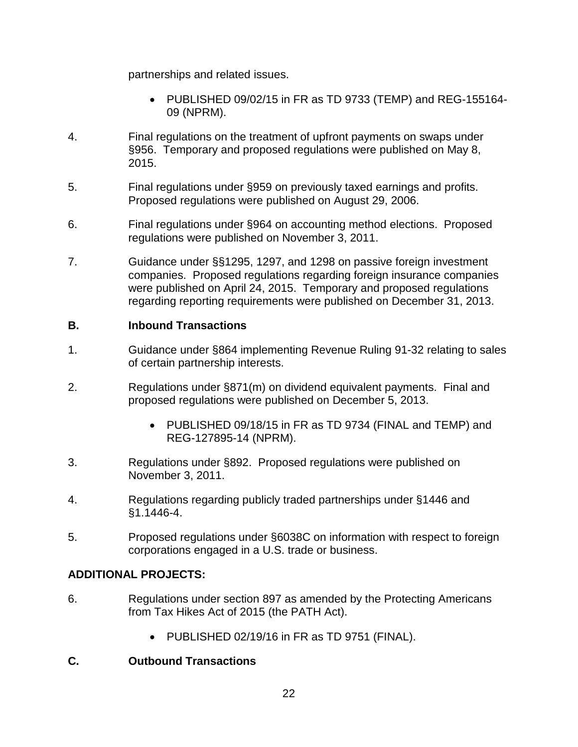partnerships and related issues.

- PUBLISHED 09/02/15 in FR as TD 9733 (TEMP) and REG-155164-09 (NPRM).

4. Final regulations on the treatment of upfront payments on swaps under §956. Temporary and proposed regulations were published on May 8, 2015.

5. Final regulations under §959 on previously taxed earnings and profits. Proposed regulations were published on August 29, 2006.

6. Final regulations under §964 on accounting method elections. Proposed regulations were published on November 3, 2011.

7. Guidance under §§1295, 1297, and 1298 on passive foreign investment companies. Proposed regulations regarding foreign insurance companies were published on April 24, 2015. Temporary and proposed regulations regarding reporting requirements were published on December 31, 2013.

**B. Inbound Transactions**

1. Guidance under §864 implementing Revenue Ruling 91-32 relating to sales of certain partnership interests.

2. Regulations under §871(m) on dividend equivalent payments. Final and proposed regulations were published on December 5, 2013.

   - PUBLISHED 09/18/15 in FR as TD 9734 (FINAL and TEMP) and REG-127895-14 (NPRM).

3. Regulations under §892. Proposed regulations were published on November 3, 2011.

4. Regulations regarding publicly traded partnerships under §1446 and §1.1446-4.

5. Proposed regulations under §6038C on information with respect to foreign corporations engaged in a U.S. trade or business.

**ADDITIONAL PROJECTS:**

6. Regulations under section 897 as amended by the Protecting Americans from Tax Hikes Act of 2015 (the PATH Act).

   - PUBLISHED 02/19/16 in FR as TD 9751 (FINAL).

**C. Outbound Transactions**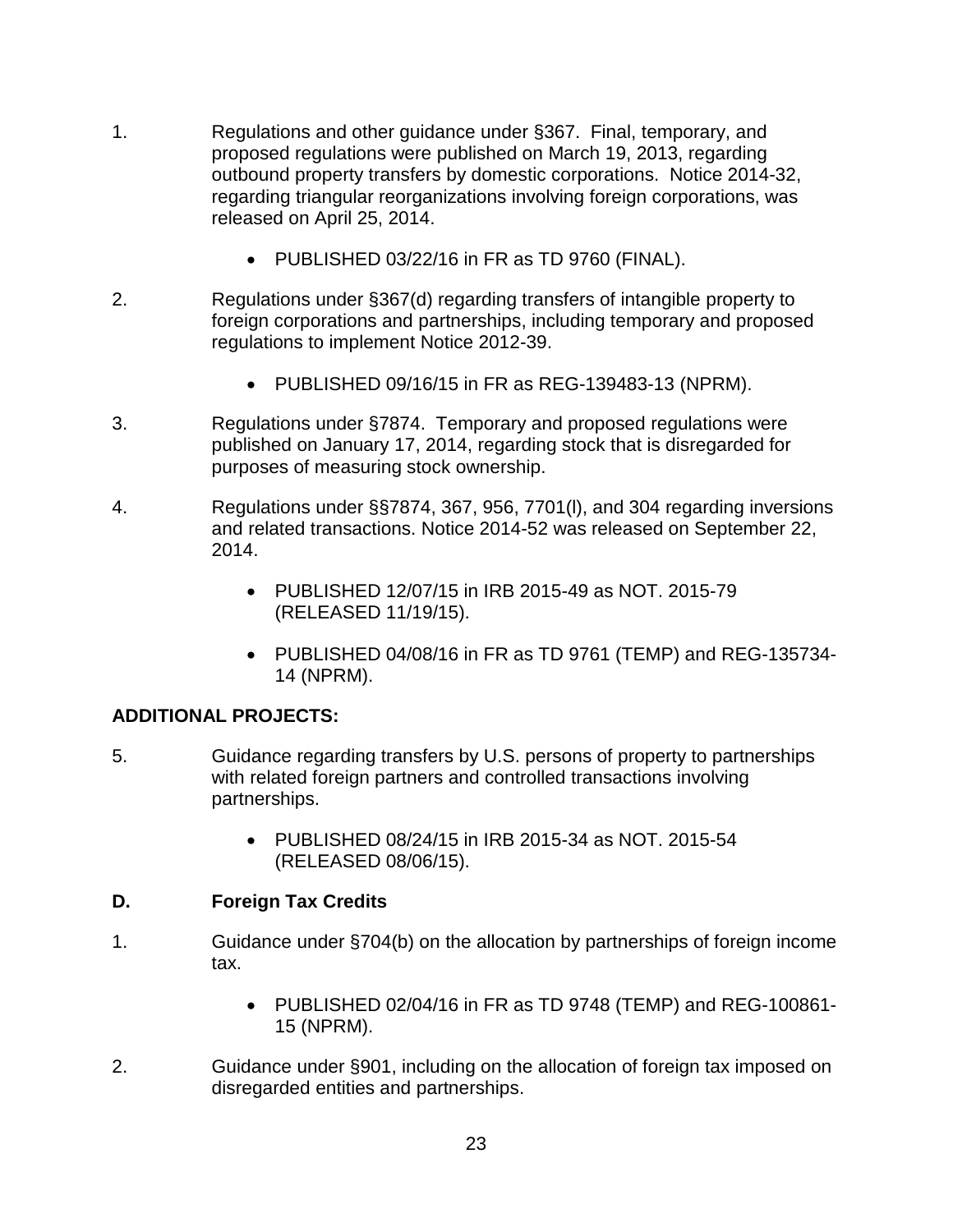1. Regulations and other guidance under §367. Final, temporary, and proposed regulations were published on March 19, 2013, regarding outbound property transfers by domestic corporations. Notice 2014-32, regarding triangular reorganizations involving foreign corporations, was released on April 25, 2014.

    - PUBLISHED 03/22/16 in FR as TD 9760 (FINAL).

2. Regulations under §367(d) regarding transfers of intangible property to foreign corporations and partnerships, including temporary and proposed regulations to implement Notice 2012-39.

    - PUBLISHED 09/16/15 in FR as REG-139483-13 (NPRM).

3. Regulations under §7874. Temporary and proposed regulations were published on January 17, 2014, regarding stock that is disregarded for purposes of measuring stock ownership.

4. Regulations under §§7874, 367, 956, 7701(l), and 304 regarding inversions and related transactions. Notice 2014-52 was released on September 22, 2014.

    - PUBLISHED 12/07/15 in IRB 2015-49 as NOT. 2015-79 (RELEASED 11/19/15).

    - PUBLISHED 04/08/16 in FR as TD 9761 (TEMP) and REG-135734-14 (NPRM).

**ADDITIONAL PROJECTS:**

5. Guidance regarding transfers by U.S. persons of property to partnerships with related foreign partners and controlled transactions involving partnerships.

    - PUBLISHED 08/24/15 in IRB 2015-34 as NOT. 2015-54 (RELEASED 08/06/15).

## D. Foreign Tax Credits

1. Guidance under §704(b) on the allocation by partnerships of foreign income tax.

    - PUBLISHED 02/04/16 in FR as TD 9748 (TEMP) and REG-100861-15 (NPRM).

2. Guidance under §901, including on the allocation of foreign tax imposed on disregarded entities and partnerships.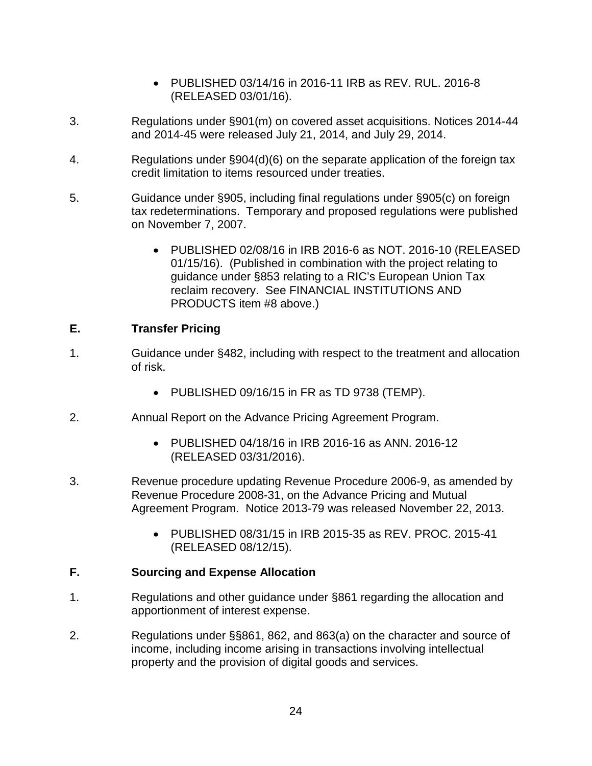- PUBLISHED 03/14/16 in 2016-11 IRB as REV. RUL. 2016-8 (RELEASED 03/01/16).

3. Regulations under §901(m) on covered asset acquisitions. Notices 2014-44 and 2014-45 were released July 21, 2014, and July 29, 2014.

4. Regulations under §904(d)(6) on the separate application of the foreign tax credit limitation to items resourced under treaties.

5. Guidance under §905, including final regulations under §905(c) on foreign tax redeterminations. Temporary and proposed regulations were published on November 7, 2007.

   - PUBLISHED 02/08/16 in IRB 2016-6 as NOT. 2016-10 (RELEASED 01/15/16). (Published in combination with the project relating to guidance under §853 relating to a RIC's European Union Tax reclaim recovery. See FINANCIAL INSTITUTIONS AND PRODUCTS item #8 above.)

## E. Transfer Pricing

1. Guidance under §482, including with respect to the treatment and allocation of risk.

   - PUBLISHED 09/16/15 in FR as TD 9738 (TEMP).

2. Annual Report on the Advance Pricing Agreement Program.

   - PUBLISHED 04/18/16 in IRB 2016-16 as ANN. 2016-12 (RELEASED 03/31/2016).

3. Revenue procedure updating Revenue Procedure 2006-9, as amended by Revenue Procedure 2008-31, on the Advance Pricing and Mutual Agreement Program. Notice 2013-79 was released November 22, 2013.

   - PUBLISHED 08/31/15 in IRB 2015-35 as REV. PROC. 2015-41 (RELEASED 08/12/15).

## F. Sourcing and Expense Allocation

1. Regulations and other guidance under §861 regarding the allocation and apportionment of interest expense.

2. Regulations under §§861, 862, and 863(a) on the character and source of income, including income arising in transactions involving intellectual property and the provision of digital goods and services.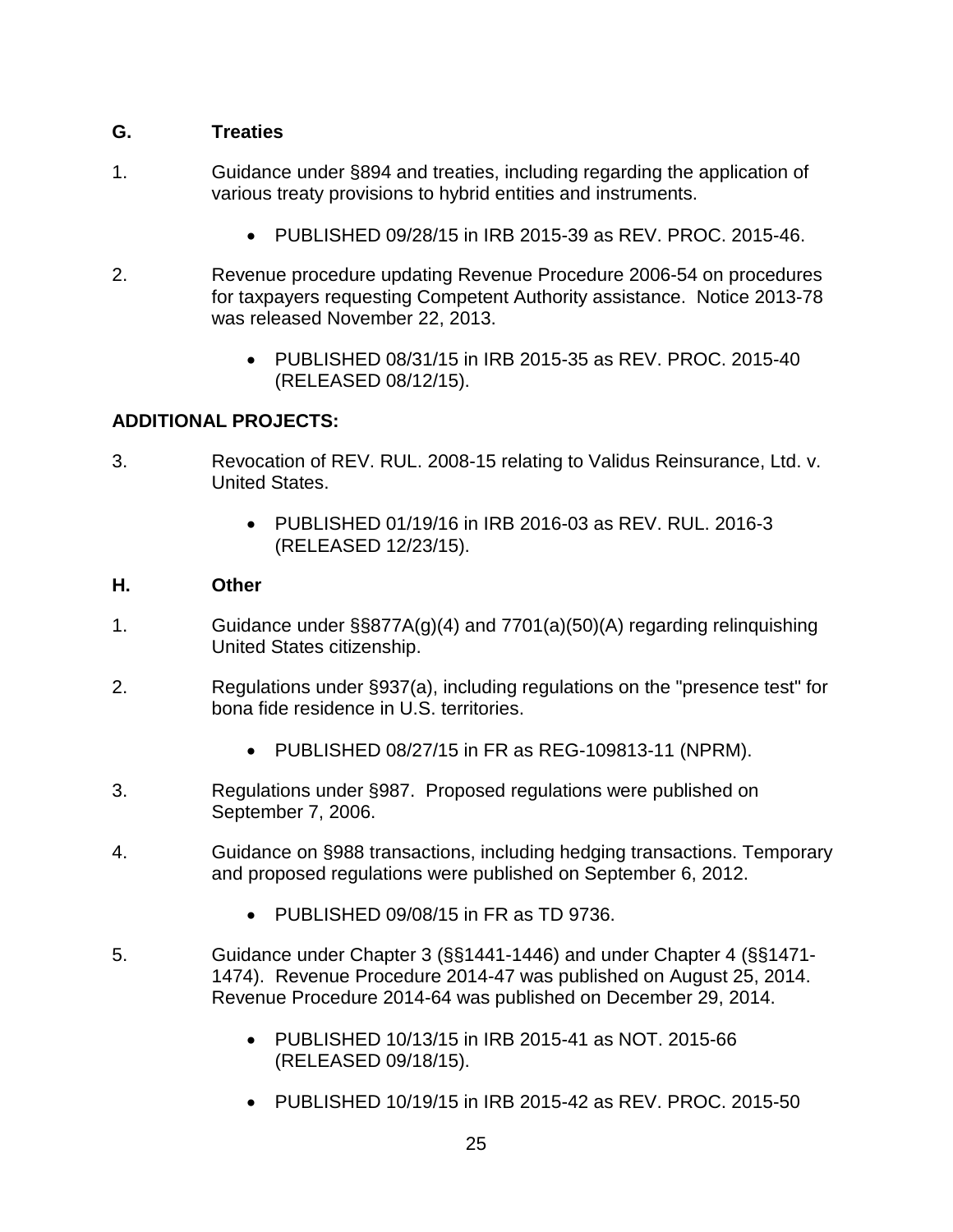## G. Treaties

1. Guidance under §894 and treaties, including regarding the application of various treaty provisions to hybrid entities and instruments.

   - PUBLISHED 09/28/15 in IRB 2015-39 as REV. PROC. 2015-46.

2. Revenue procedure updating Revenue Procedure 2006-54 on procedures for taxpayers requesting Competent Authority assistance. Notice 2013-78 was released November 22, 2013.

   - PUBLISHED 08/31/15 in IRB 2015-35 as REV. PROC. 2015-40 (RELEASED 08/12/15).

**ADDITIONAL PROJECTS:**

3. Revocation of REV. RUL. 2008-15 relating to Validus Reinsurance, Ltd. v. United States.

   - PUBLISHED 01/19/16 in IRB 2016-03 as REV. RUL. 2016-3 (RELEASED 12/23/15).

## H. Other

1. Guidance under §§877A(g)(4) and 7701(a)(50)(A) regarding relinquishing United States citizenship.

2. Regulations under §937(a), including regulations on the "presence test" for bona fide residence in U.S. territories.

   - PUBLISHED 08/27/15 in FR as REG-109813-11 (NPRM).

3. Regulations under §987. Proposed regulations were published on September 7, 2006.

4. Guidance on §988 transactions, including hedging transactions. Temporary and proposed regulations were published on September 6, 2012.

   - PUBLISHED 09/08/15 in FR as TD 9736.

5. Guidance under Chapter 3 (§§1441-1446) and under Chapter 4 (§§1471-1474). Revenue Procedure 2014-47 was published on August 25, 2014. Revenue Procedure 2014-64 was published on December 29, 2014.

   - PUBLISHED 10/13/15 in IRB 2015-41 as NOT. 2015-66 (RELEASED 09/18/15).

   - PUBLISHED 10/19/15 in IRB 2015-42 as REV. PROC. 2015-50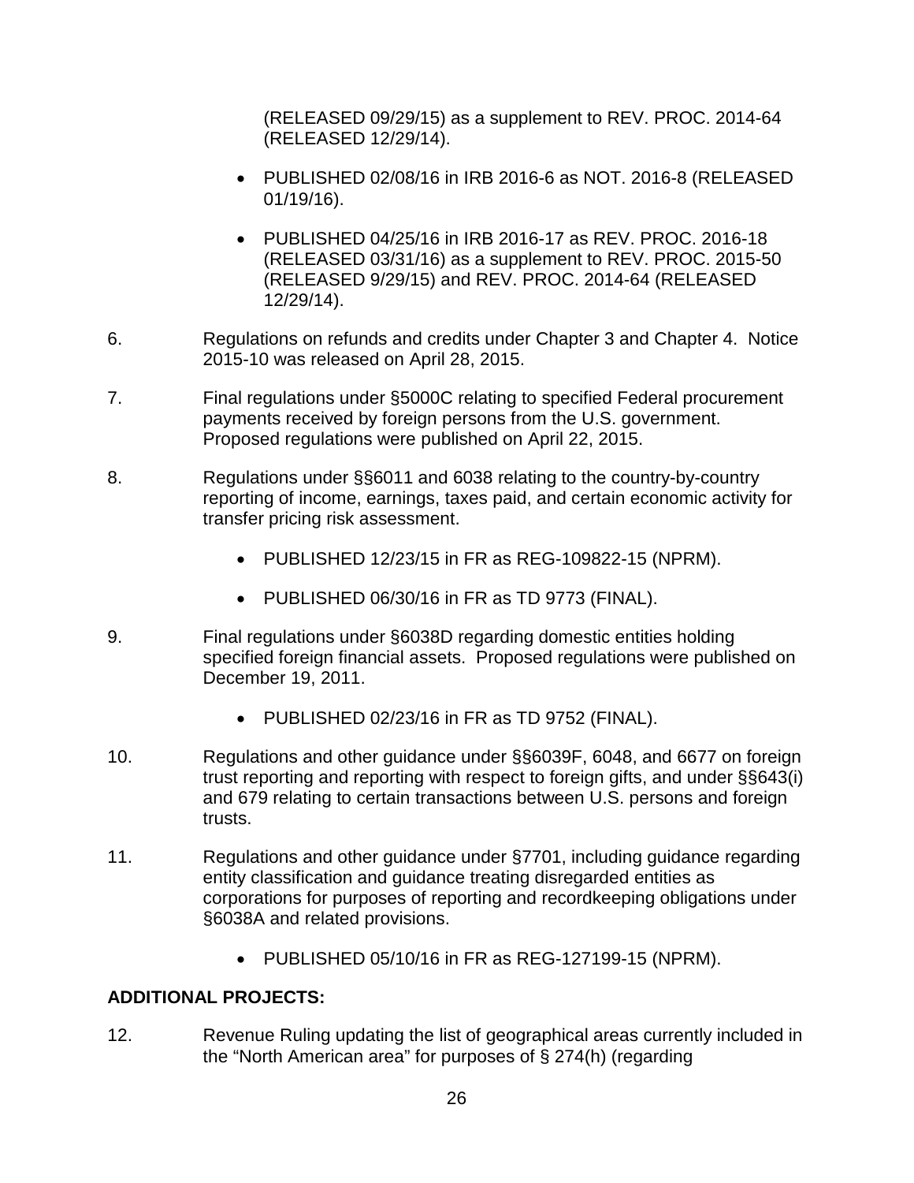(RELEASED 09/29/15) as a supplement to REV. PROC. 2014-64 (RELEASED 12/29/14).

- PUBLISHED 02/08/16 in IRB 2016-6 as NOT. 2016-8 (RELEASED 01/19/16).
- PUBLISHED 04/25/16 in IRB 2016-17 as REV. PROC. 2016-18 (RELEASED 03/31/16) as a supplement to REV. PROC. 2015-50 (RELEASED 9/29/15) and REV. PROC. 2014-64 (RELEASED 12/29/14).

6. Regulations on refunds and credits under Chapter 3 and Chapter 4. Notice 2015-10 was released on April 28, 2015.

7. Final regulations under §5000C relating to specified Federal procurement payments received by foreign persons from the U.S. government. Proposed regulations were published on April 22, 2015.

8. Regulations under §§6011 and 6038 relating to the country-by-country reporting of income, earnings, taxes paid, and certain economic activity for transfer pricing risk assessment.

   - PUBLISHED 12/23/15 in FR as REG-109822-15 (NPRM).
   - PUBLISHED 06/30/16 in FR as TD 9773 (FINAL).

9. Final regulations under §6038D regarding domestic entities holding specified foreign financial assets. Proposed regulations were published on December 19, 2011.

   - PUBLISHED 02/23/16 in FR as TD 9752 (FINAL).

10. Regulations and other guidance under §§6039F, 6048, and 6677 on foreign trust reporting and reporting with respect to foreign gifts, and under §§643(i) and 679 relating to certain transactions between U.S. persons and foreign trusts.

11. Regulations and other guidance under §7701, including guidance regarding entity classification and guidance treating disregarded entities as corporations for purposes of reporting and recordkeeping obligations under §6038A and related provisions.

    - PUBLISHED 05/10/16 in FR as REG-127199-15 (NPRM).

**ADDITIONAL PROJECTS:**

12. Revenue Ruling updating the list of geographical areas currently included in the "North American area" for purposes of § 274(h) (regarding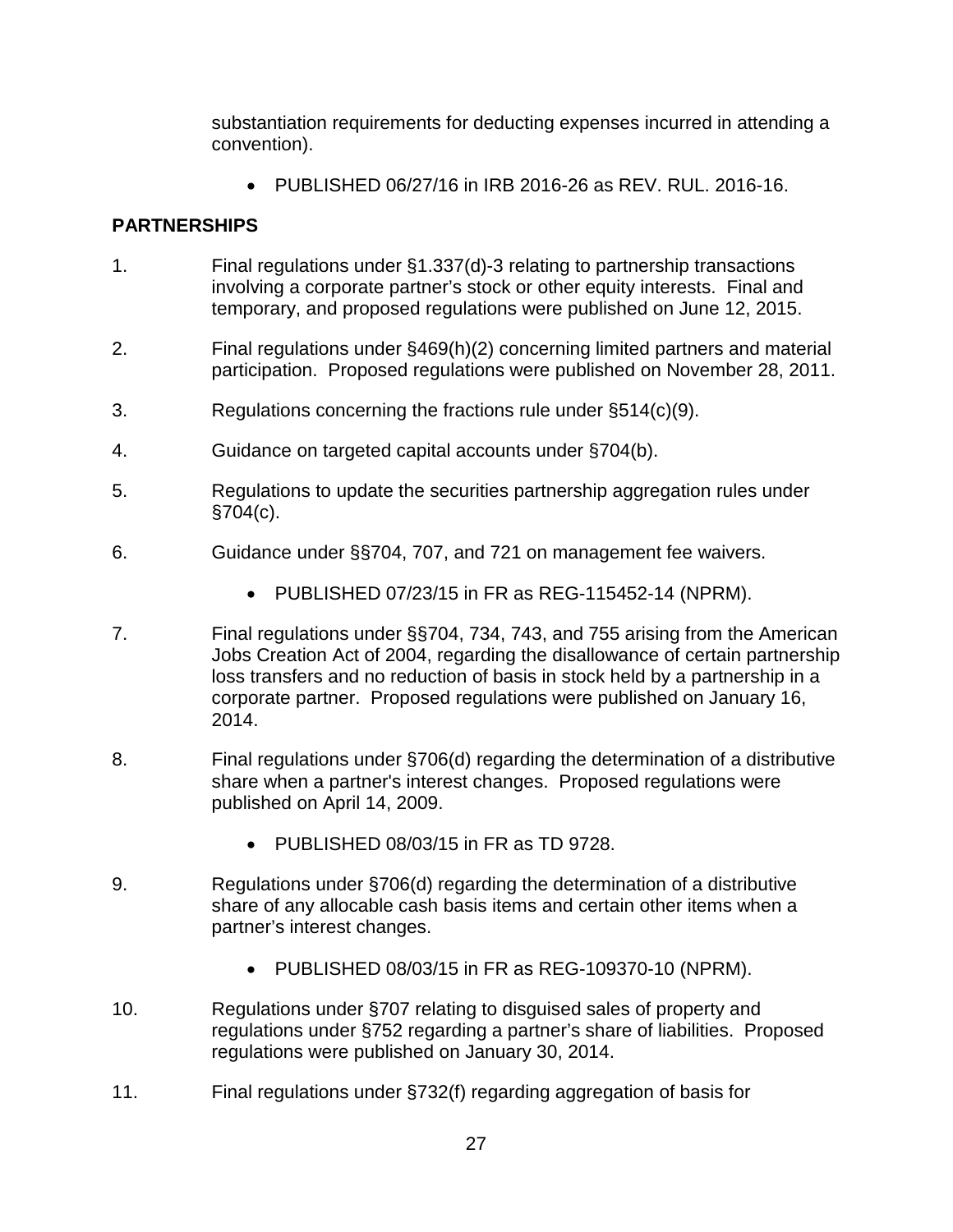substantiation requirements for deducting expenses incurred in attending a convention).

- PUBLISHED 06/27/16 in IRB 2016-26 as REV. RUL. 2016-16.

**PARTNERSHIPS**

1. Final regulations under §1.337(d)-3 relating to partnership transactions involving a corporate partner's stock or other equity interests. Final and temporary, and proposed regulations were published on June 12, 2015.

2. Final regulations under §469(h)(2) concerning limited partners and material participation. Proposed regulations were published on November 28, 2011.

3. Regulations concerning the fractions rule under §514(c)(9).

4. Guidance on targeted capital accounts under §704(b).

5. Regulations to update the securities partnership aggregation rules under §704(c).

6. Guidance under §§704, 707, and 721 on management fee waivers.

   - PUBLISHED 07/23/15 in FR as REG-115452-14 (NPRM).

7. Final regulations under §§704, 734, 743, and 755 arising from the American Jobs Creation Act of 2004, regarding the disallowance of certain partnership loss transfers and no reduction of basis in stock held by a partnership in a corporate partner. Proposed regulations were published on January 16, 2014.

8. Final regulations under §706(d) regarding the determination of a distributive share when a partner's interest changes. Proposed regulations were published on April 14, 2009.

   - PUBLISHED 08/03/15 in FR as TD 9728.

9. Regulations under §706(d) regarding the determination of a distributive share of any allocable cash basis items and certain other items when a partner's interest changes.

   - PUBLISHED 08/03/15 in FR as REG-109370-10 (NPRM).

10. Regulations under §707 relating to disguised sales of property and regulations under §752 regarding a partner's share of liabilities. Proposed regulations were published on January 30, 2014.

11. Final regulations under §732(f) regarding aggregation of basis for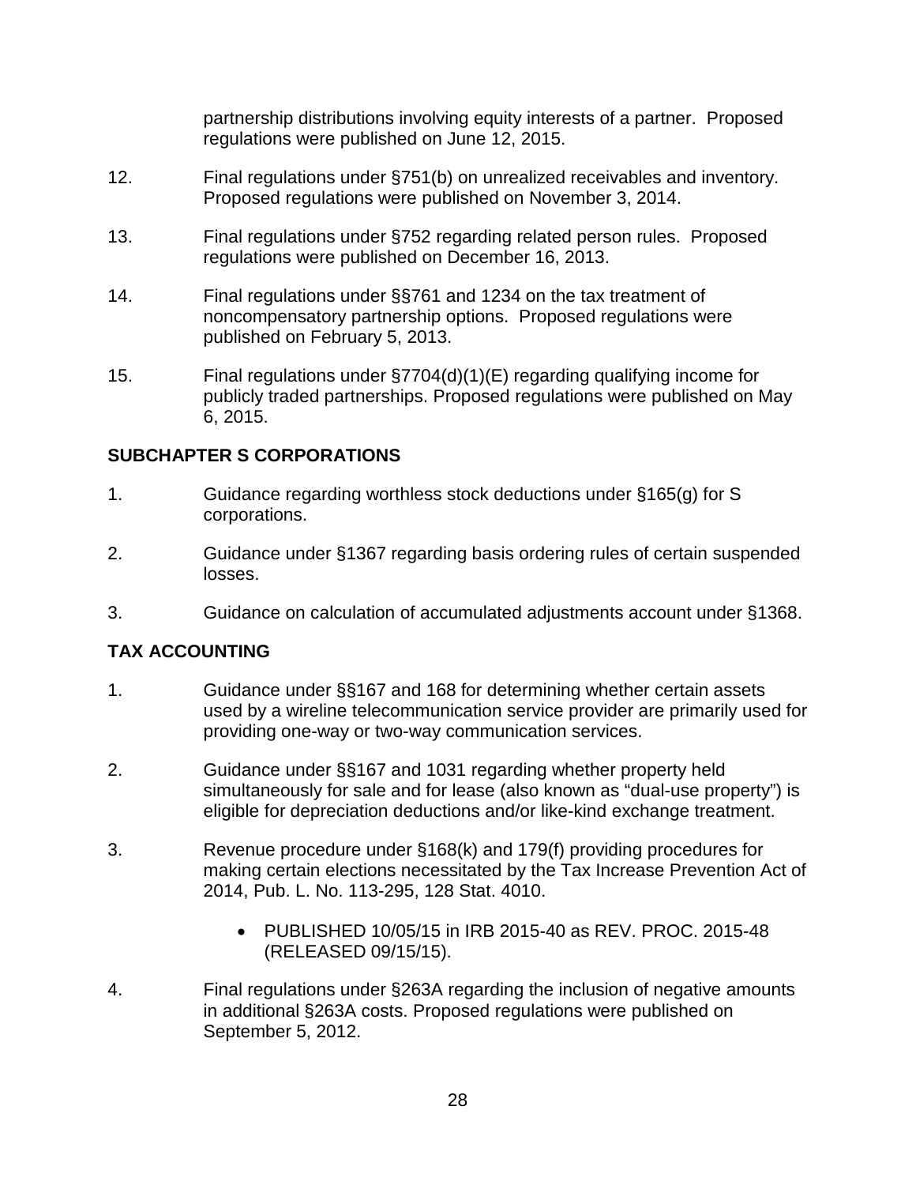partnership distributions involving equity interests of a partner. Proposed regulations were published on June 12, 2015.

12. Final regulations under §751(b) on unrealized receivables and inventory. Proposed regulations were published on November 3, 2014.

13. Final regulations under §752 regarding related person rules. Proposed regulations were published on December 16, 2013.

14. Final regulations under §§761 and 1234 on the tax treatment of noncompensatory partnership options. Proposed regulations were published on February 5, 2013.

15. Final regulations under §7704(d)(1)(E) regarding qualifying income for publicly traded partnerships. Proposed regulations were published on May 6, 2015.

**SUBCHAPTER S CORPORATIONS**

1. Guidance regarding worthless stock deductions under §165(g) for S corporations.

2. Guidance under §1367 regarding basis ordering rules of certain suspended losses.

3. Guidance on calculation of accumulated adjustments account under §1368.

**TAX ACCOUNTING**

1. Guidance under §§167 and 168 for determining whether certain assets used by a wireline telecommunication service provider are primarily used for providing one-way or two-way communication services.

2. Guidance under §§167 and 1031 regarding whether property held simultaneously for sale and for lease (also known as "dual-use property") is eligible for depreciation deductions and/or like-kind exchange treatment.

3. Revenue procedure under §168(k) and 179(f) providing procedures for making certain elections necessitated by the Tax Increase Prevention Act of 2014, Pub. L. No. 113-295, 128 Stat. 4010.

    - PUBLISHED 10/05/15 in IRB 2015-40 as REV. PROC. 2015-48 (RELEASED 09/15/15).

4. Final regulations under §263A regarding the inclusion of negative amounts in additional §263A costs. Proposed regulations were published on September 5, 2012.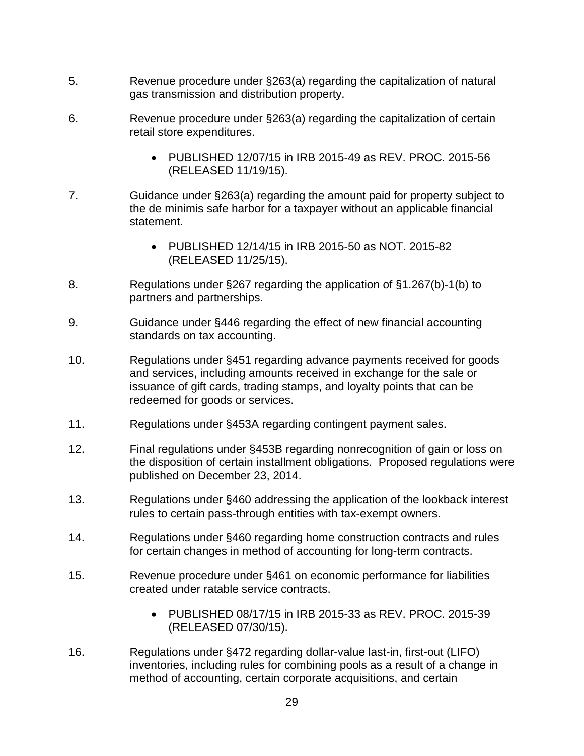5. Revenue procedure under §263(a) regarding the capitalization of natural gas transmission and distribution property.

6. Revenue procedure under §263(a) regarding the capitalization of certain retail store expenditures.

   - PUBLISHED 12/07/15 in IRB 2015-49 as REV. PROC. 2015-56 (RELEASED 11/19/15).

7. Guidance under §263(a) regarding the amount paid for property subject to the de minimis safe harbor for a taxpayer without an applicable financial statement.

   - PUBLISHED 12/14/15 in IRB 2015-50 as NOT. 2015-82 (RELEASED 11/25/15).

8. Regulations under §267 regarding the application of §1.267(b)-1(b) to partners and partnerships.

9. Guidance under §446 regarding the effect of new financial accounting standards on tax accounting.

10. Regulations under §451 regarding advance payments received for goods and services, including amounts received in exchange for the sale or issuance of gift cards, trading stamps, and loyalty points that can be redeemed for goods or services.

11. Regulations under §453A regarding contingent payment sales.

12. Final regulations under §453B regarding nonrecognition of gain or loss on the disposition of certain installment obligations. Proposed regulations were published on December 23, 2014.

13. Regulations under §460 addressing the application of the lookback interest rules to certain pass-through entities with tax-exempt owners.

14. Regulations under §460 regarding home construction contracts and rules for certain changes in method of accounting for long-term contracts.

15. Revenue procedure under §461 on economic performance for liabilities created under ratable service contracts.

   - PUBLISHED 08/17/15 in IRB 2015-33 as REV. PROC. 2015-39 (RELEASED 07/30/15).

16. Regulations under §472 regarding dollar-value last-in, first-out (LIFO) inventories, including rules for combining pools as a result of a change in method of accounting, certain corporate acquisitions, and certain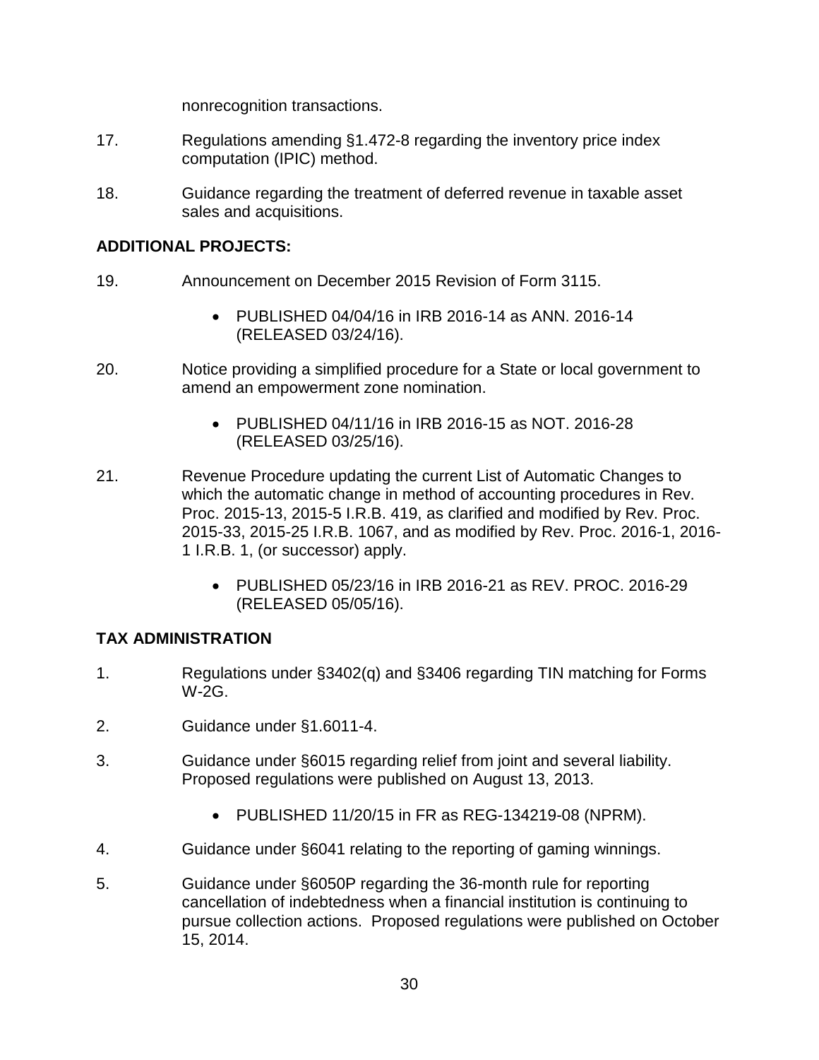nonrecognition transactions.

17. Regulations amending §1.472-8 regarding the inventory price index computation (IPIC) method.

18. Guidance regarding the treatment of deferred revenue in taxable asset sales and acquisitions.

**ADDITIONAL PROJECTS:**

19. Announcement on December 2015 Revision of Form 3115.

    - PUBLISHED 04/04/16 in IRB 2016-14 as ANN. 2016-14 (RELEASED 03/24/16).

20. Notice providing a simplified procedure for a State or local government to amend an empowerment zone nomination.

    - PUBLISHED 04/11/16 in IRB 2016-15 as NOT. 2016-28 (RELEASED 03/25/16).

21. Revenue Procedure updating the current List of Automatic Changes to which the automatic change in method of accounting procedures in Rev. Proc. 2015-13, 2015-5 I.R.B. 419, as clarified and modified by Rev. Proc. 2015-33, 2015-25 I.R.B. 1067, and as modified by Rev. Proc. 2016-1, 2016-1 I.R.B. 1, (or successor) apply.

    - PUBLISHED 05/23/16 in IRB 2016-21 as REV. PROC. 2016-29 (RELEASED 05/05/16).

**TAX ADMINISTRATION**

1. Regulations under §3402(q) and §3406 regarding TIN matching for Forms W-2G.

2. Guidance under §1.6011-4.

3. Guidance under §6015 regarding relief from joint and several liability. Proposed regulations were published on August 13, 2013.

    - PUBLISHED 11/20/15 in FR as REG-134219-08 (NPRM).

4. Guidance under §6041 relating to the reporting of gaming winnings.

5. Guidance under §6050P regarding the 36-month rule for reporting cancellation of indebtedness when a financial institution is continuing to pursue collection actions. Proposed regulations were published on October 15, 2014.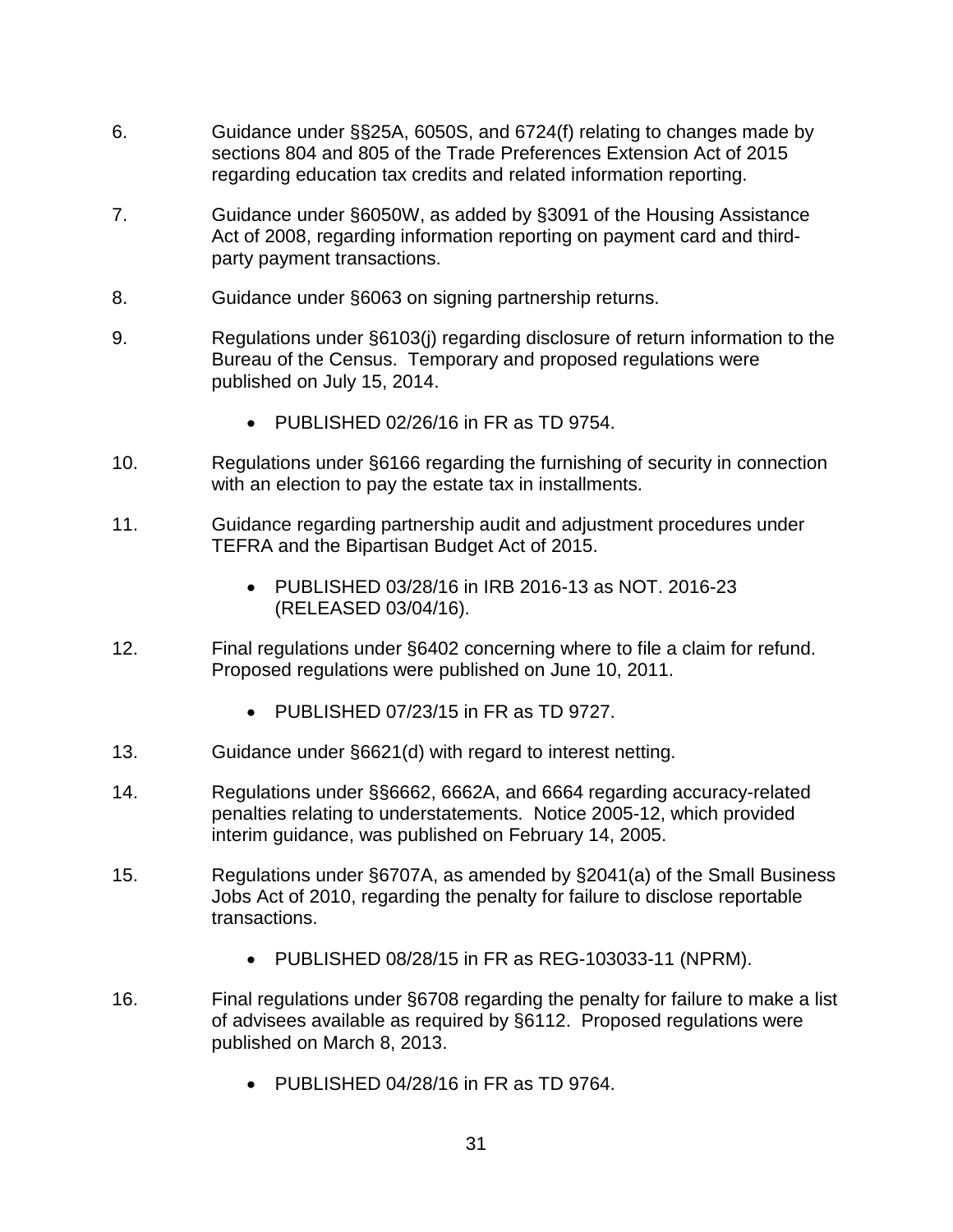6. Guidance under §§25A, 6050S, and 6724(f) relating to changes made by sections 804 and 805 of the Trade Preferences Extension Act of 2015 regarding education tax credits and related information reporting.

7. Guidance under §6050W, as added by §3091 of the Housing Assistance Act of 2008, regarding information reporting on payment card and third-party payment transactions.

8. Guidance under §6063 on signing partnership returns.

9. Regulations under §6103(j) regarding disclosure of return information to the Bureau of the Census. Temporary and proposed regulations were published on July 15, 2014.

    - PUBLISHED 02/26/16 in FR as TD 9754.

10. Regulations under §6166 regarding the furnishing of security in connection with an election to pay the estate tax in installments.

11. Guidance regarding partnership audit and adjustment procedures under TEFRA and the Bipartisan Budget Act of 2015.

    - PUBLISHED 03/28/16 in IRB 2016-13 as NOT. 2016-23 (RELEASED 03/04/16).

12. Final regulations under §6402 concerning where to file a claim for refund. Proposed regulations were published on June 10, 2011.

    - PUBLISHED 07/23/15 in FR as TD 9727.

13. Guidance under §6621(d) with regard to interest netting.

14. Regulations under §§6662, 6662A, and 6664 regarding accuracy-related penalties relating to understatements. Notice 2005-12, which provided interim guidance, was published on February 14, 2005.

15. Regulations under §6707A, as amended by §2041(a) of the Small Business Jobs Act of 2010, regarding the penalty for failure to disclose reportable transactions.

    - PUBLISHED 08/28/15 in FR as REG-103033-11 (NPRM).

16. Final regulations under §6708 regarding the penalty for failure to make a list of advisees available as required by §6112. Proposed regulations were published on March 8, 2013.

    - PUBLISHED 04/28/16 in FR as TD 9764.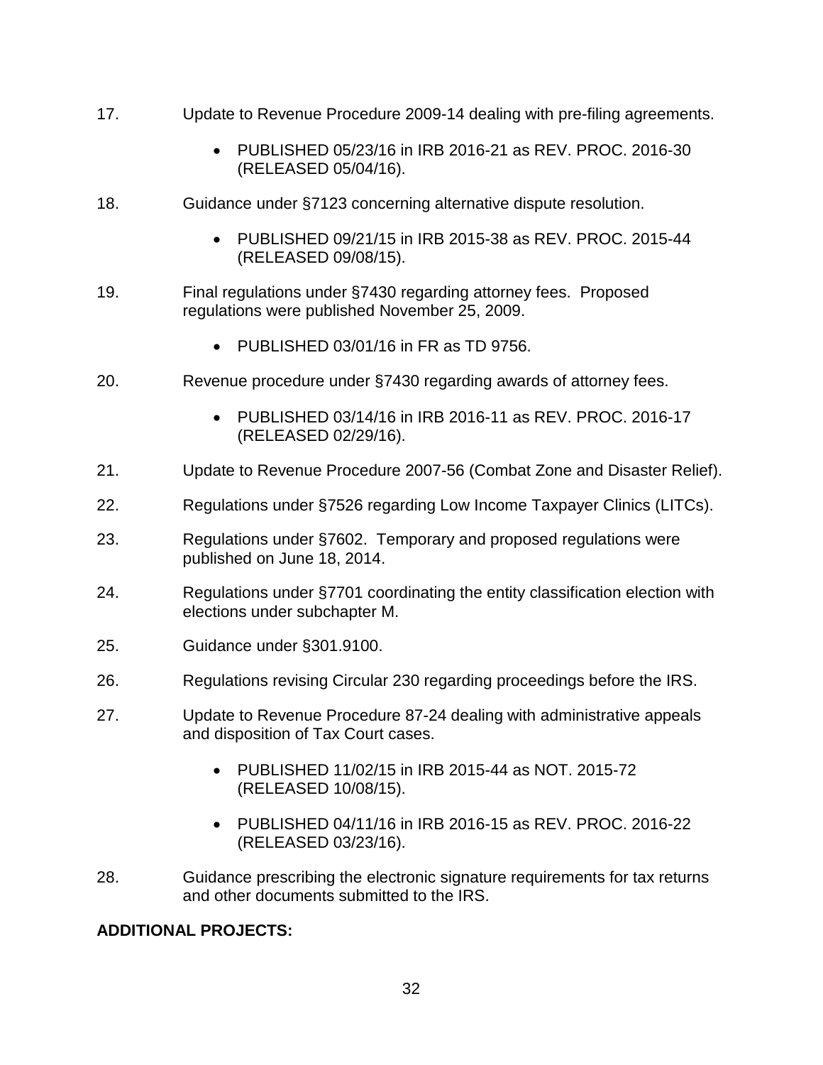17. Update to Revenue Procedure 2009-14 dealing with pre-filing agreements.

    - PUBLISHED 05/23/16 in IRB 2016-21 as REV. PROC. 2016-30 (RELEASED 05/04/16).

18. Guidance under §7123 concerning alternative dispute resolution.

    - PUBLISHED 09/21/15 in IRB 2015-38 as REV. PROC. 2015-44 (RELEASED 09/08/15).

19. Final regulations under §7430 regarding attorney fees. Proposed regulations were published November 25, 2009.

    - PUBLISHED 03/01/16 in FR as TD 9756.

20. Revenue procedure under §7430 regarding awards of attorney fees.

    - PUBLISHED 03/14/16 in IRB 2016-11 as REV. PROC. 2016-17 (RELEASED 02/29/16).

21. Update to Revenue Procedure 2007-56 (Combat Zone and Disaster Relief).

22. Regulations under §7526 regarding Low Income Taxpayer Clinics (LITCs).

23. Regulations under §7602. Temporary and proposed regulations were published on June 18, 2014.

24. Regulations under §7701 coordinating the entity classification election with elections under subchapter M.

25. Guidance under §301.9100.

26. Regulations revising Circular 230 regarding proceedings before the IRS.

27. Update to Revenue Procedure 87-24 dealing with administrative appeals and disposition of Tax Court cases.

    - PUBLISHED 11/02/15 in IRB 2015-44 as NOT. 2015-72 (RELEASED 10/08/15).

    - PUBLISHED 04/11/16 in IRB 2016-15 as REV. PROC. 2016-22 (RELEASED 03/23/16).

28. Guidance prescribing the electronic signature requirements for tax returns and other documents submitted to the IRS.

**ADDITIONAL PROJECTS:**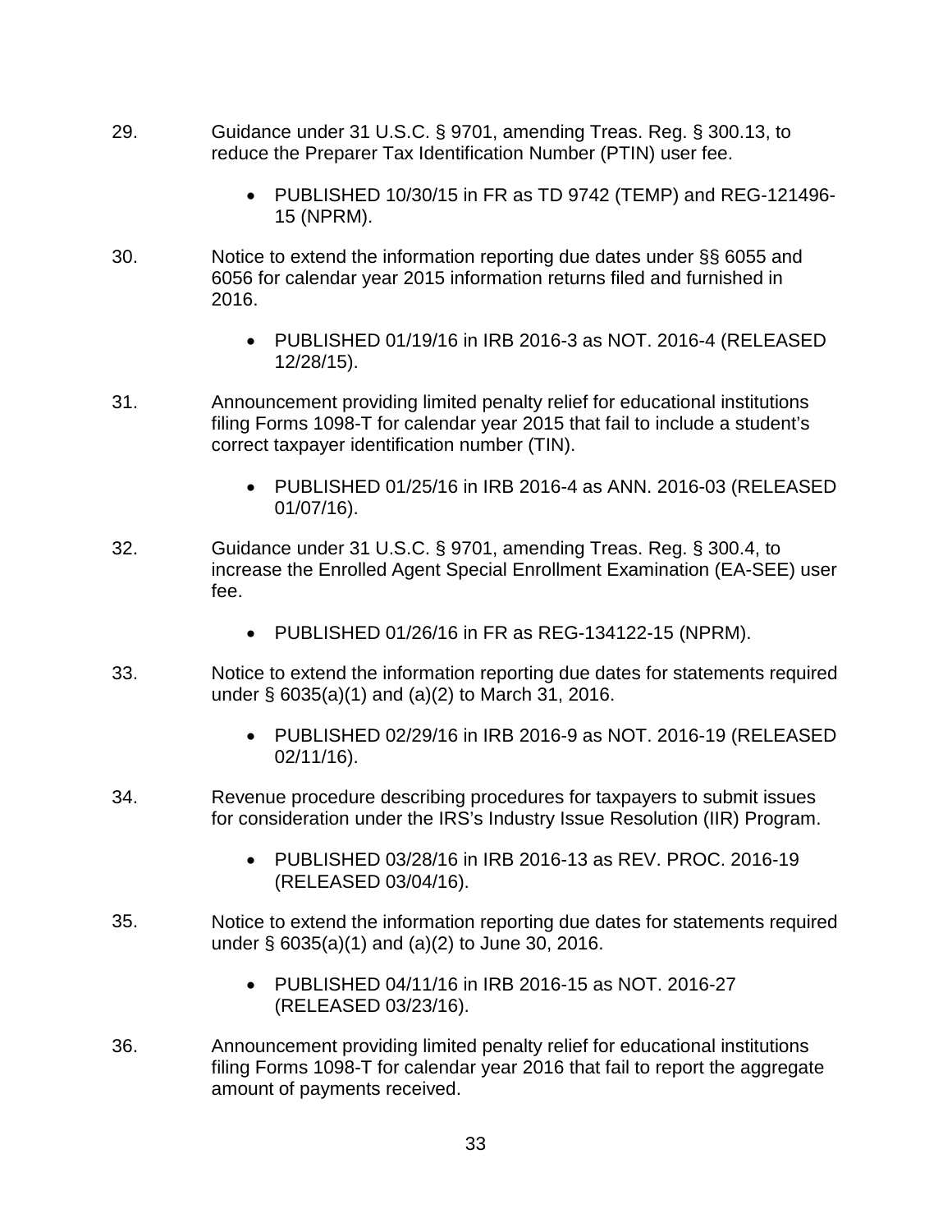29. Guidance under 31 U.S.C. § 9701, amending Treas. Reg. § 300.13, to reduce the Preparer Tax Identification Number (PTIN) user fee.

    - PUBLISHED 10/30/15 in FR as TD 9742 (TEMP) and REG-121496-15 (NPRM).

30. Notice to extend the information reporting due dates under §§ 6055 and 6056 for calendar year 2015 information returns filed and furnished in 2016.

    - PUBLISHED 01/19/16 in IRB 2016-3 as NOT. 2016-4 (RELEASED 12/28/15).

31. Announcement providing limited penalty relief for educational institutions filing Forms 1098-T for calendar year 2015 that fail to include a student's correct taxpayer identification number (TIN).

    - PUBLISHED 01/25/16 in IRB 2016-4 as ANN. 2016-03 (RELEASED 01/07/16).

32. Guidance under 31 U.S.C. § 9701, amending Treas. Reg. § 300.4, to increase the Enrolled Agent Special Enrollment Examination (EA-SEE) user fee.

    - PUBLISHED 01/26/16 in FR as REG-134122-15 (NPRM).

33. Notice to extend the information reporting due dates for statements required under § 6035(a)(1) and (a)(2) to March 31, 2016.

    - PUBLISHED 02/29/16 in IRB 2016-9 as NOT. 2016-19 (RELEASED 02/11/16).

34. Revenue procedure describing procedures for taxpayers to submit issues for consideration under the IRS's Industry Issue Resolution (IIR) Program.

    - PUBLISHED 03/28/16 in IRB 2016-13 as REV. PROC. 2016-19 (RELEASED 03/04/16).

35. Notice to extend the information reporting due dates for statements required under § 6035(a)(1) and (a)(2) to June 30, 2016.

    - PUBLISHED 04/11/16 in IRB 2016-15 as NOT. 2016-27 (RELEASED 03/23/16).

36. Announcement providing limited penalty relief for educational institutions filing Forms 1098-T for calendar year 2016 that fail to report the aggregate amount of payments received.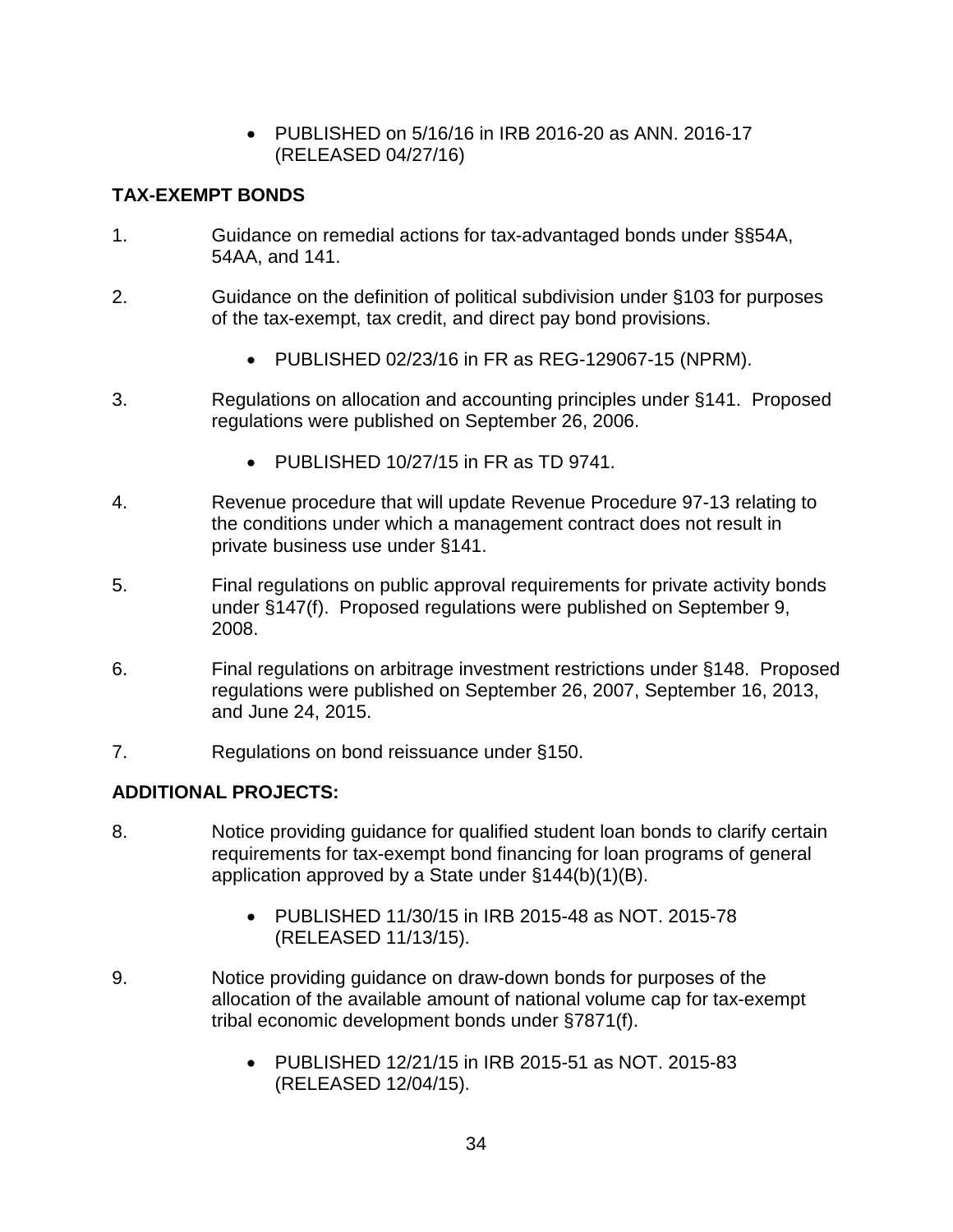- PUBLISHED on 5/16/16 in IRB 2016-20 as ANN. 2016-17 (RELEASED 04/27/16)

**TAX-EXEMPT BONDS**

1. Guidance on remedial actions for tax-advantaged bonds under §§54A, 54AA, and 141.

2. Guidance on the definition of political subdivision under §103 for purposes of the tax-exempt, tax credit, and direct pay bond provisions.

   - PUBLISHED 02/23/16 in FR as REG-129067-15 (NPRM).

3. Regulations on allocation and accounting principles under §141. Proposed regulations were published on September 26, 2006.

   - PUBLISHED 10/27/15 in FR as TD 9741.

4. Revenue procedure that will update Revenue Procedure 97-13 relating to the conditions under which a management contract does not result in private business use under §141.

5. Final regulations on public approval requirements for private activity bonds under §147(f). Proposed regulations were published on September 9, 2008.

6. Final regulations on arbitrage investment restrictions under §148. Proposed regulations were published on September 26, 2007, September 16, 2013, and June 24, 2015.

7. Regulations on bond reissuance under §150.

**ADDITIONAL PROJECTS:**

8. Notice providing guidance for qualified student loan bonds to clarify certain requirements for tax-exempt bond financing for loan programs of general application approved by a State under §144(b)(1)(B).

   - PUBLISHED 11/30/15 in IRB 2015-48 as NOT. 2015-78 (RELEASED 11/13/15).

9. Notice providing guidance on draw-down bonds for purposes of the allocation of the available amount of national volume cap for tax-exempt tribal economic development bonds under §7871(f).

   - PUBLISHED 12/21/15 in IRB 2015-51 as NOT. 2015-83 (RELEASED 12/04/15).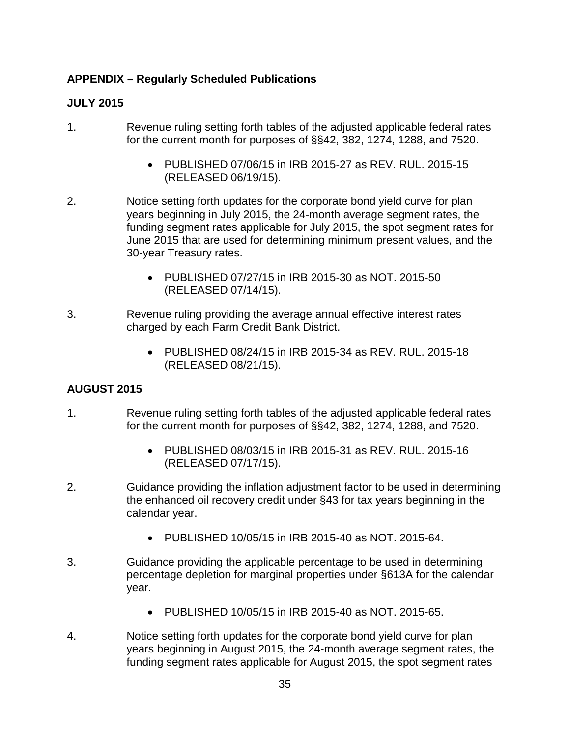**APPENDIX – Regularly Scheduled Publications**

**JULY 2015**

1. Revenue ruling setting forth tables of the adjusted applicable federal rates for the current month for purposes of §§42, 382, 1274, 1288, and 7520.

   - PUBLISHED 07/06/15 in IRB 2015-27 as REV. RUL. 2015-15 (RELEASED 06/19/15).

2. Notice setting forth updates for the corporate bond yield curve for plan years beginning in July 2015, the 24-month average segment rates, the funding segment rates applicable for July 2015, the spot segment rates for June 2015 that are used for determining minimum present values, and the 30-year Treasury rates.

   - PUBLISHED 07/27/15 in IRB 2015-30 as NOT. 2015-50 (RELEASED 07/14/15).

3. Revenue ruling providing the average annual effective interest rates charged by each Farm Credit Bank District.

   - PUBLISHED 08/24/15 in IRB 2015-34 as REV. RUL. 2015-18 (RELEASED 08/21/15).

**AUGUST 2015**

1. Revenue ruling setting forth tables of the adjusted applicable federal rates for the current month for purposes of §§42, 382, 1274, 1288, and 7520.

   - PUBLISHED 08/03/15 in IRB 2015-31 as REV. RUL. 2015-16 (RELEASED 07/17/15).

2. Guidance providing the inflation adjustment factor to be used in determining the enhanced oil recovery credit under §43 for tax years beginning in the calendar year.

   - PUBLISHED 10/05/15 in IRB 2015-40 as NOT. 2015-64.

3. Guidance providing the applicable percentage to be used in determining percentage depletion for marginal properties under §613A for the calendar year.

   - PUBLISHED 10/05/15 in IRB 2015-40 as NOT. 2015-65.

4. Notice setting forth updates for the corporate bond yield curve for plan years beginning in August 2015, the 24-month average segment rates, the funding segment rates applicable for August 2015, the spot segment rates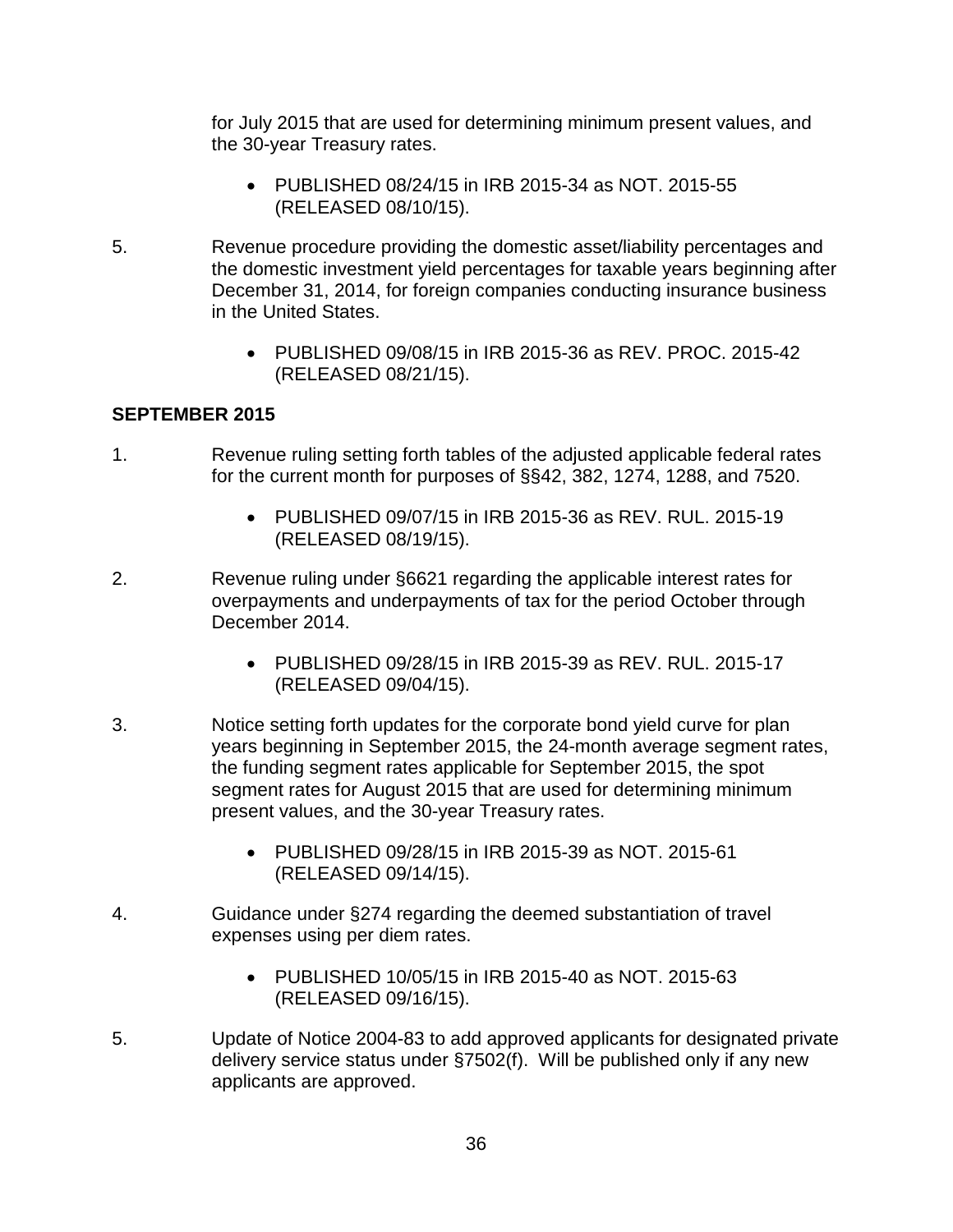for July 2015 that are used for determining minimum present values, and the 30-year Treasury rates.

- PUBLISHED 08/24/15 in IRB 2015-34 as NOT. 2015-55 (RELEASED 08/10/15).

5. Revenue procedure providing the domestic asset/liability percentages and the domestic investment yield percentages for taxable years beginning after December 31, 2014, for foreign companies conducting insurance business in the United States.

   - PUBLISHED 09/08/15 in IRB 2015-36 as REV. PROC. 2015-42 (RELEASED 08/21/15).

**SEPTEMBER 2015**

1. Revenue ruling setting forth tables of the adjusted applicable federal rates for the current month for purposes of §§42, 382, 1274, 1288, and 7520.

   - PUBLISHED 09/07/15 in IRB 2015-36 as REV. RUL. 2015-19 (RELEASED 08/19/15).

2. Revenue ruling under §6621 regarding the applicable interest rates for overpayments and underpayments of tax for the period October through December 2014.

   - PUBLISHED 09/28/15 in IRB 2015-39 as REV. RUL. 2015-17 (RELEASED 09/04/15).

3. Notice setting forth updates for the corporate bond yield curve for plan years beginning in September 2015, the 24-month average segment rates, the funding segment rates applicable for September 2015, the spot segment rates for August 2015 that are used for determining minimum present values, and the 30-year Treasury rates.

   - PUBLISHED 09/28/15 in IRB 2015-39 as NOT. 2015-61 (RELEASED 09/14/15).

4. Guidance under §274 regarding the deemed substantiation of travel expenses using per diem rates.

   - PUBLISHED 10/05/15 in IRB 2015-40 as NOT. 2015-63 (RELEASED 09/16/15).

5. Update of Notice 2004-83 to add approved applicants for designated private delivery service status under §7502(f). Will be published only if any new applicants are approved.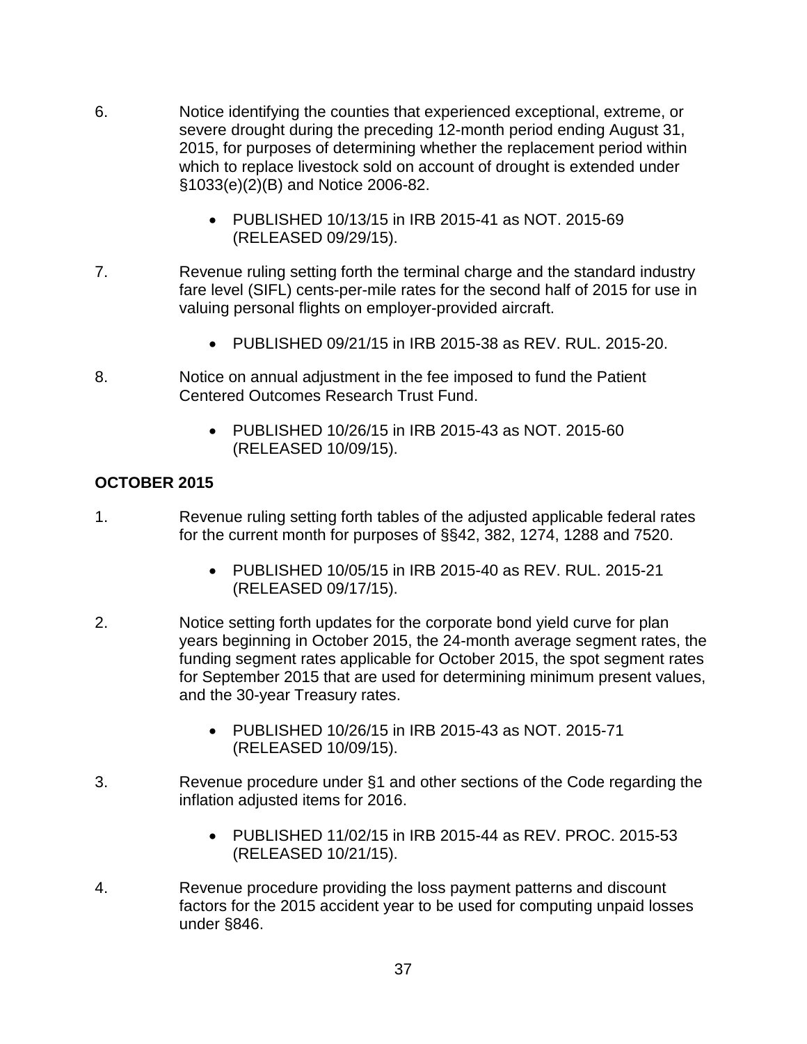6. Notice identifying the counties that experienced exceptional, extreme, or severe drought during the preceding 12-month period ending August 31, 2015, for purposes of determining whether the replacement period within which to replace livestock sold on account of drought is extended under §1033(e)(2)(B) and Notice 2006-82.

    - PUBLISHED 10/13/15 in IRB 2015-41 as NOT. 2015-69 (RELEASED 09/29/15).

7. Revenue ruling setting forth the terminal charge and the standard industry fare level (SIFL) cents-per-mile rates for the second half of 2015 for use in valuing personal flights on employer-provided aircraft.

    - PUBLISHED 09/21/15 in IRB 2015-38 as REV. RUL. 2015-20.

8. Notice on annual adjustment in the fee imposed to fund the Patient Centered Outcomes Research Trust Fund.

    - PUBLISHED 10/26/15 in IRB 2015-43 as NOT. 2015-60 (RELEASED 10/09/15).

**OCTOBER 2015**

1. Revenue ruling setting forth tables of the adjusted applicable federal rates for the current month for purposes of §§42, 382, 1274, 1288 and 7520.

    - PUBLISHED 10/05/15 in IRB 2015-40 as REV. RUL. 2015-21 (RELEASED 09/17/15).

2. Notice setting forth updates for the corporate bond yield curve for plan years beginning in October 2015, the 24-month average segment rates, the funding segment rates applicable for October 2015, the spot segment rates for September 2015 that are used for determining minimum present values, and the 30-year Treasury rates.

    - PUBLISHED 10/26/15 in IRB 2015-43 as NOT. 2015-71 (RELEASED 10/09/15).

3. Revenue procedure under §1 and other sections of the Code regarding the inflation adjusted items for 2016.

    - PUBLISHED 11/02/15 in IRB 2015-44 as REV. PROC. 2015-53 (RELEASED 10/21/15).

4. Revenue procedure providing the loss payment patterns and discount factors for the 2015 accident year to be used for computing unpaid losses under §846.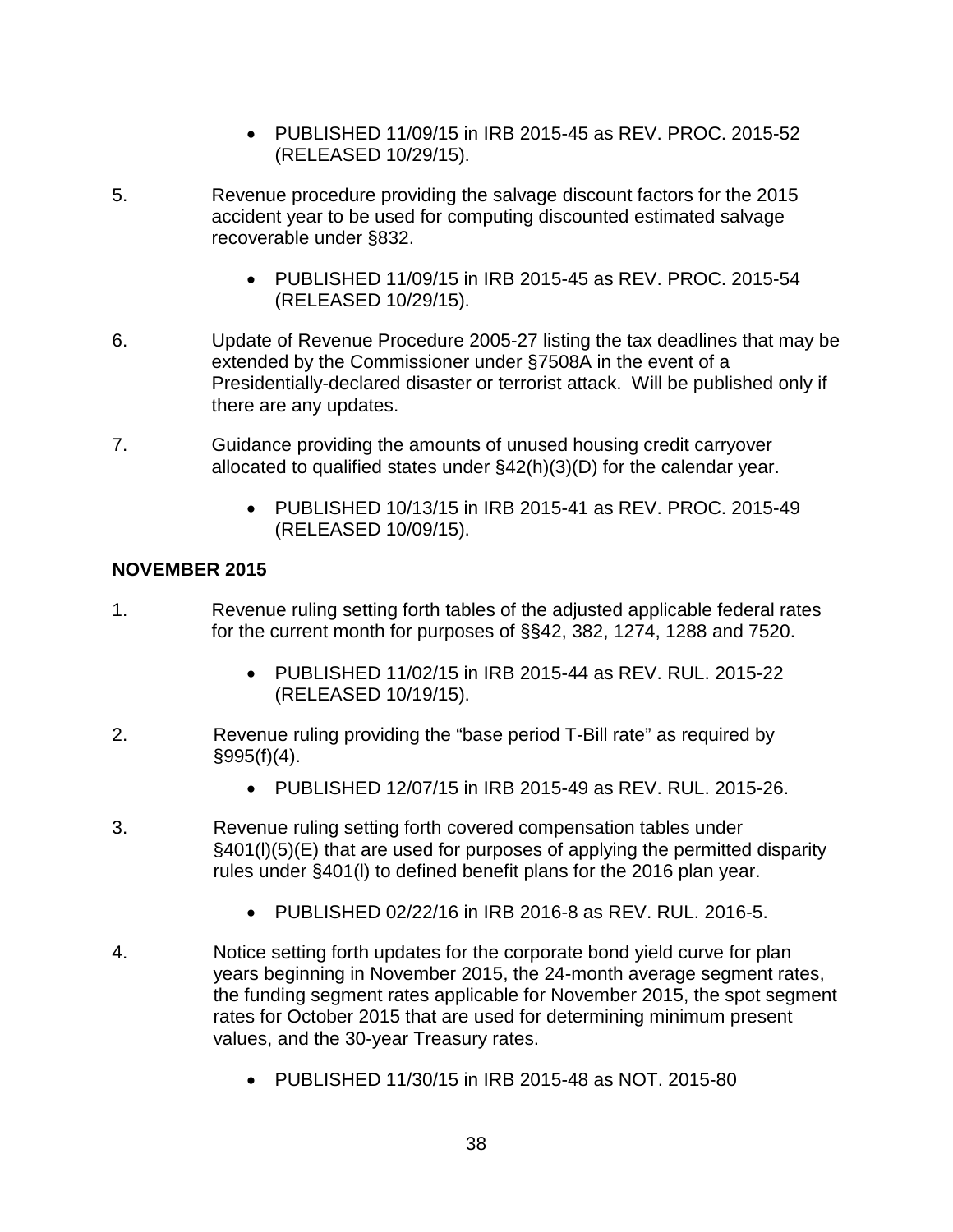- PUBLISHED 11/09/15 in IRB 2015-45 as REV. PROC. 2015-52 (RELEASED 10/29/15).

5. Revenue procedure providing the salvage discount factors for the 2015 accident year to be used for computing discounted estimated salvage recoverable under §832.

    - PUBLISHED 11/09/15 in IRB 2015-45 as REV. PROC. 2015-54 (RELEASED 10/29/15).

6. Update of Revenue Procedure 2005-27 listing the tax deadlines that may be extended by the Commissioner under §7508A in the event of a Presidentially-declared disaster or terrorist attack. Will be published only if there are any updates.

7. Guidance providing the amounts of unused housing credit carryover allocated to qualified states under §42(h)(3)(D) for the calendar year.

    - PUBLISHED 10/13/15 in IRB 2015-41 as REV. PROC. 2015-49 (RELEASED 10/09/15).

**NOVEMBER 2015**

1. Revenue ruling setting forth tables of the adjusted applicable federal rates for the current month for purposes of §§42, 382, 1274, 1288 and 7520.

    - PUBLISHED 11/02/15 in IRB 2015-44 as REV. RUL. 2015-22 (RELEASED 10/19/15).

2. Revenue ruling providing the “base period T-Bill rate” as required by §995(f)(4).

    - PUBLISHED 12/07/15 in IRB 2015-49 as REV. RUL. 2015-26.

3. Revenue ruling setting forth covered compensation tables under §401(l)(5)(E) that are used for purposes of applying the permitted disparity rules under §401(l) to defined benefit plans for the 2016 plan year.

    - PUBLISHED 02/22/16 in IRB 2016-8 as REV. RUL. 2016-5.

4. Notice setting forth updates for the corporate bond yield curve for plan years beginning in November 2015, the 24-month average segment rates, the funding segment rates applicable for November 2015, the spot segment rates for October 2015 that are used for determining minimum present values, and the 30-year Treasury rates.

    - PUBLISHED 11/30/15 in IRB 2015-48 as NOT. 2015-80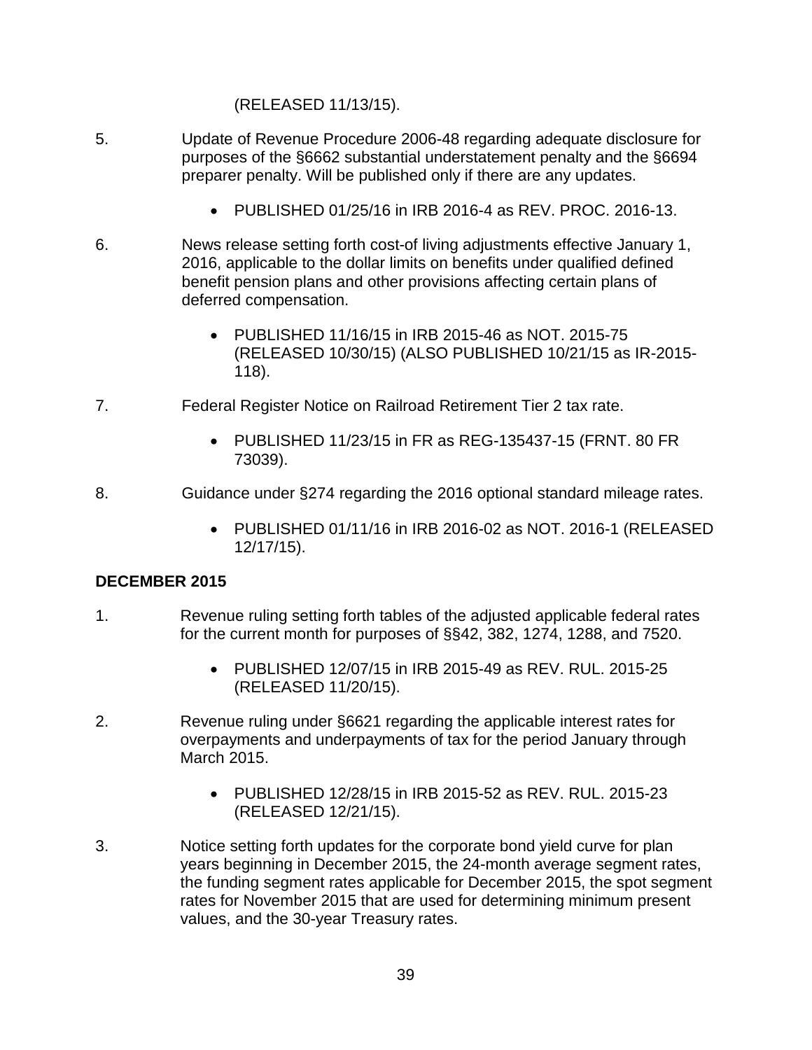(RELEASED 11/13/15).

5. Update of Revenue Procedure 2006-48 regarding adequate disclosure for purposes of the §6662 substantial understatement penalty and the §6694 preparer penalty. Will be published only if there are any updates.

    - PUBLISHED 01/25/16 in IRB 2016-4 as REV. PROC. 2016-13.

6. News release setting forth cost-of living adjustments effective January 1, 2016, applicable to the dollar limits on benefits under qualified defined benefit pension plans and other provisions affecting certain plans of deferred compensation.

    - PUBLISHED 11/16/15 in IRB 2015-46 as NOT. 2015-75 (RELEASED 10/30/15) (ALSO PUBLISHED 10/21/15 as IR-2015-118).

7. Federal Register Notice on Railroad Retirement Tier 2 tax rate.

    - PUBLISHED 11/23/15 in FR as REG-135437-15 (FRNT. 80 FR 73039).

8. Guidance under §274 regarding the 2016 optional standard mileage rates.

    - PUBLISHED 01/11/16 in IRB 2016-02 as NOT. 2016-1 (RELEASED 12/17/15).

**DECEMBER 2015**

1. Revenue ruling setting forth tables of the adjusted applicable federal rates for the current month for purposes of §§42, 382, 1274, 1288, and 7520.

    - PUBLISHED 12/07/15 in IRB 2015-49 as REV. RUL. 2015-25 (RELEASED 11/20/15).

2. Revenue ruling under §6621 regarding the applicable interest rates for overpayments and underpayments of tax for the period January through March 2015.

    - PUBLISHED 12/28/15 in IRB 2015-52 as REV. RUL. 2015-23 (RELEASED 12/21/15).

3. Notice setting forth updates for the corporate bond yield curve for plan years beginning in December 2015, the 24-month average segment rates, the funding segment rates applicable for December 2015, the spot segment rates for November 2015 that are used for determining minimum present values, and the 30-year Treasury rates.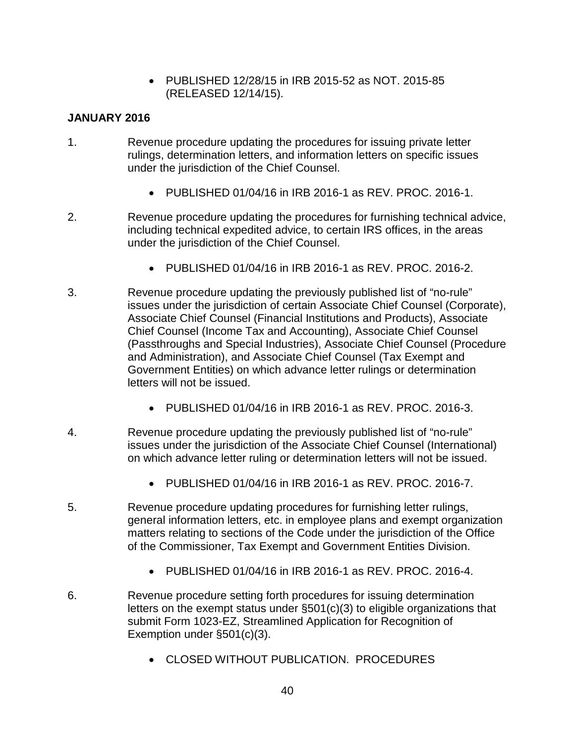- PUBLISHED 12/28/15 in IRB 2015-52 as NOT. 2015-85 (RELEASED 12/14/15).

**JANUARY 2016**

1. Revenue procedure updating the procedures for issuing private letter rulings, determination letters, and information letters on specific issues under the jurisdiction of the Chief Counsel.

   - PUBLISHED 01/04/16 in IRB 2016-1 as REV. PROC. 2016-1.

2. Revenue procedure updating the procedures for furnishing technical advice, including technical expedited advice, to certain IRS offices, in the areas under the jurisdiction of the Chief Counsel.

   - PUBLISHED 01/04/16 in IRB 2016-1 as REV. PROC. 2016-2.

3. Revenue procedure updating the previously published list of "no-rule" issues under the jurisdiction of certain Associate Chief Counsel (Corporate), Associate Chief Counsel (Financial Institutions and Products), Associate Chief Counsel (Income Tax and Accounting), Associate Chief Counsel (Passthroughs and Special Industries), Associate Chief Counsel (Procedure and Administration), and Associate Chief Counsel (Tax Exempt and Government Entities) on which advance letter rulings or determination letters will not be issued.

   - PUBLISHED 01/04/16 in IRB 2016-1 as REV. PROC. 2016-3.

4. Revenue procedure updating the previously published list of "no-rule" issues under the jurisdiction of the Associate Chief Counsel (International) on which advance letter ruling or determination letters will not be issued.

   - PUBLISHED 01/04/16 in IRB 2016-1 as REV. PROC. 2016-7.

5. Revenue procedure updating procedures for furnishing letter rulings, general information letters, etc. in employee plans and exempt organization matters relating to sections of the Code under the jurisdiction of the Office of the Commissioner, Tax Exempt and Government Entities Division.

   - PUBLISHED 01/04/16 in IRB 2016-1 as REV. PROC. 2016-4.

6. Revenue procedure setting forth procedures for issuing determination letters on the exempt status under §501(c)(3) to eligible organizations that submit Form 1023-EZ, Streamlined Application for Recognition of Exemption under §501(c)(3).

   - CLOSED WITHOUT PUBLICATION. PROCEDURES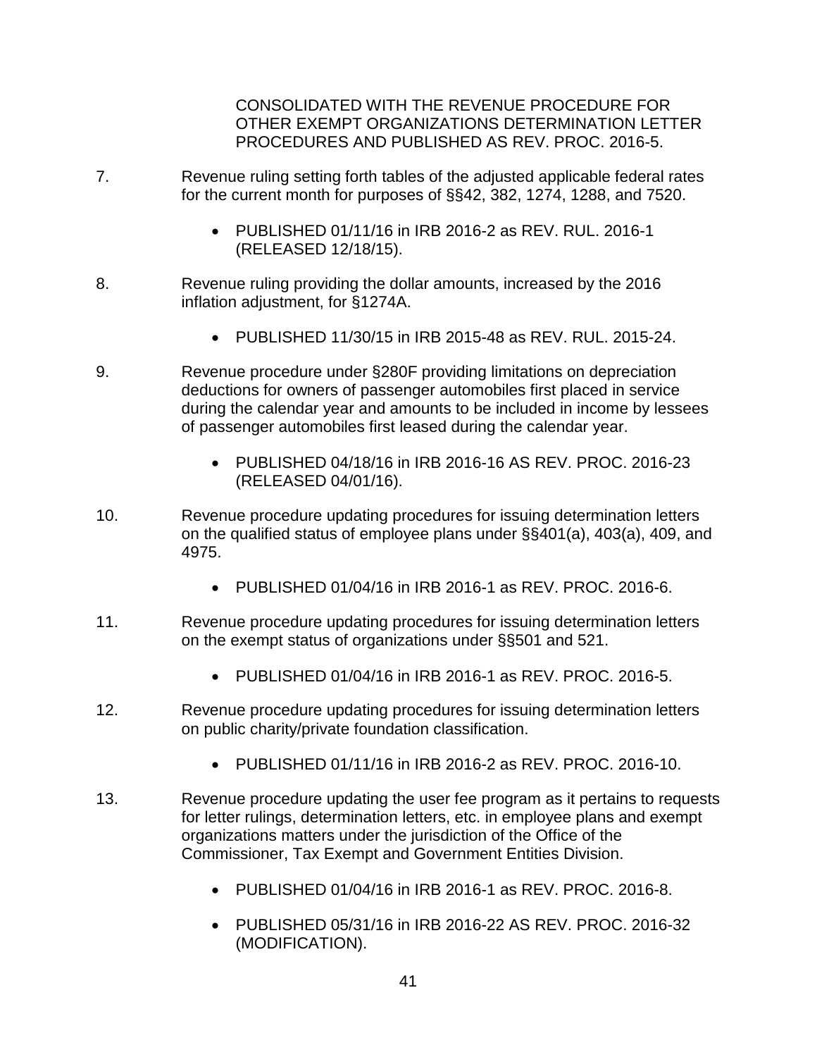CONSOLIDATED WITH THE REVENUE PROCEDURE FOR OTHER EXEMPT ORGANIZATIONS DETERMINATION LETTER PROCEDURES AND PUBLISHED AS REV. PROC. 2016-5.

7. Revenue ruling setting forth tables of the adjusted applicable federal rates for the current month for purposes of §§42, 382, 1274, 1288, and 7520.

   - PUBLISHED 01/11/16 in IRB 2016-2 as REV. RUL. 2016-1 (RELEASED 12/18/15).

8. Revenue ruling providing the dollar amounts, increased by the 2016 inflation adjustment, for §1274A.

   - PUBLISHED 11/30/15 in IRB 2015-48 as REV. RUL. 2015-24.

9. Revenue procedure under §280F providing limitations on depreciation deductions for owners of passenger automobiles first placed in service during the calendar year and amounts to be included in income by lessees of passenger automobiles first leased during the calendar year.

   - PUBLISHED 04/18/16 in IRB 2016-16 AS REV. PROC. 2016-23 (RELEASED 04/01/16).

10. Revenue procedure updating procedures for issuing determination letters on the qualified status of employee plans under §§401(a), 403(a), 409, and 4975.

    - PUBLISHED 01/04/16 in IRB 2016-1 as REV. PROC. 2016-6.

11. Revenue procedure updating procedures for issuing determination letters on the exempt status of organizations under §§501 and 521.

    - PUBLISHED 01/04/16 in IRB 2016-1 as REV. PROC. 2016-5.

12. Revenue procedure updating procedures for issuing determination letters on public charity/private foundation classification.

    - PUBLISHED 01/11/16 in IRB 2016-2 as REV. PROC. 2016-10.

13. Revenue procedure updating the user fee program as it pertains to requests for letter rulings, determination letters, etc. in employee plans and exempt organizations matters under the jurisdiction of the Office of the Commissioner, Tax Exempt and Government Entities Division.

    - PUBLISHED 01/04/16 in IRB 2016-1 as REV. PROC. 2016-8.

    - PUBLISHED 05/31/16 in IRB 2016-22 AS REV. PROC. 2016-32 (MODIFICATION).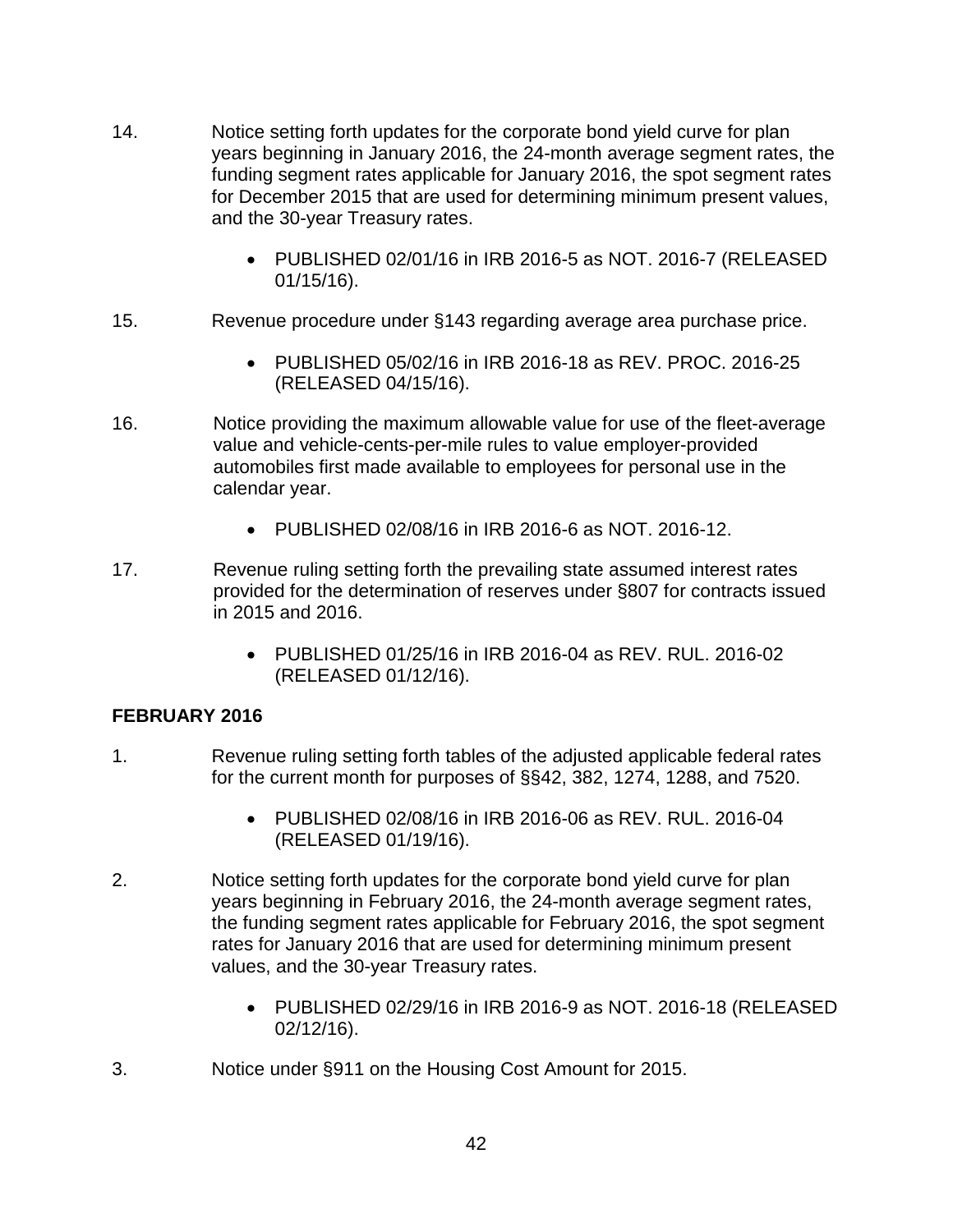14. Notice setting forth updates for the corporate bond yield curve for plan years beginning in January 2016, the 24-month average segment rates, the funding segment rates applicable for January 2016, the spot segment rates for December 2015 that are used for determining minimum present values, and the 30-year Treasury rates.

    - PUBLISHED 02/01/16 in IRB 2016-5 as NOT. 2016-7 (RELEASED 01/15/16).

15. Revenue procedure under §143 regarding average area purchase price.

    - PUBLISHED 05/02/16 in IRB 2016-18 as REV. PROC. 2016-25 (RELEASED 04/15/16).

16. Notice providing the maximum allowable value for use of the fleet-average value and vehicle-cents-per-mile rules to value employer-provided automobiles first made available to employees for personal use in the calendar year.

    - PUBLISHED 02/08/16 in IRB 2016-6 as NOT. 2016-12.

17. Revenue ruling setting forth the prevailing state assumed interest rates provided for the determination of reserves under §807 for contracts issued in 2015 and 2016.

    - PUBLISHED 01/25/16 in IRB 2016-04 as REV. RUL. 2016-02 (RELEASED 01/12/16).

**FEBRUARY 2016**

1. Revenue ruling setting forth tables of the adjusted applicable federal rates for the current month for purposes of §§42, 382, 1274, 1288, and 7520.

    - PUBLISHED 02/08/16 in IRB 2016-06 as REV. RUL. 2016-04 (RELEASED 01/19/16).

2. Notice setting forth updates for the corporate bond yield curve for plan years beginning in February 2016, the 24-month average segment rates, the funding segment rates applicable for February 2016, the spot segment rates for January 2016 that are used for determining minimum present values, and the 30-year Treasury rates.

    - PUBLISHED 02/29/16 in IRB 2016-9 as NOT. 2016-18 (RELEASED 02/12/16).

3. Notice under §911 on the Housing Cost Amount for 2015.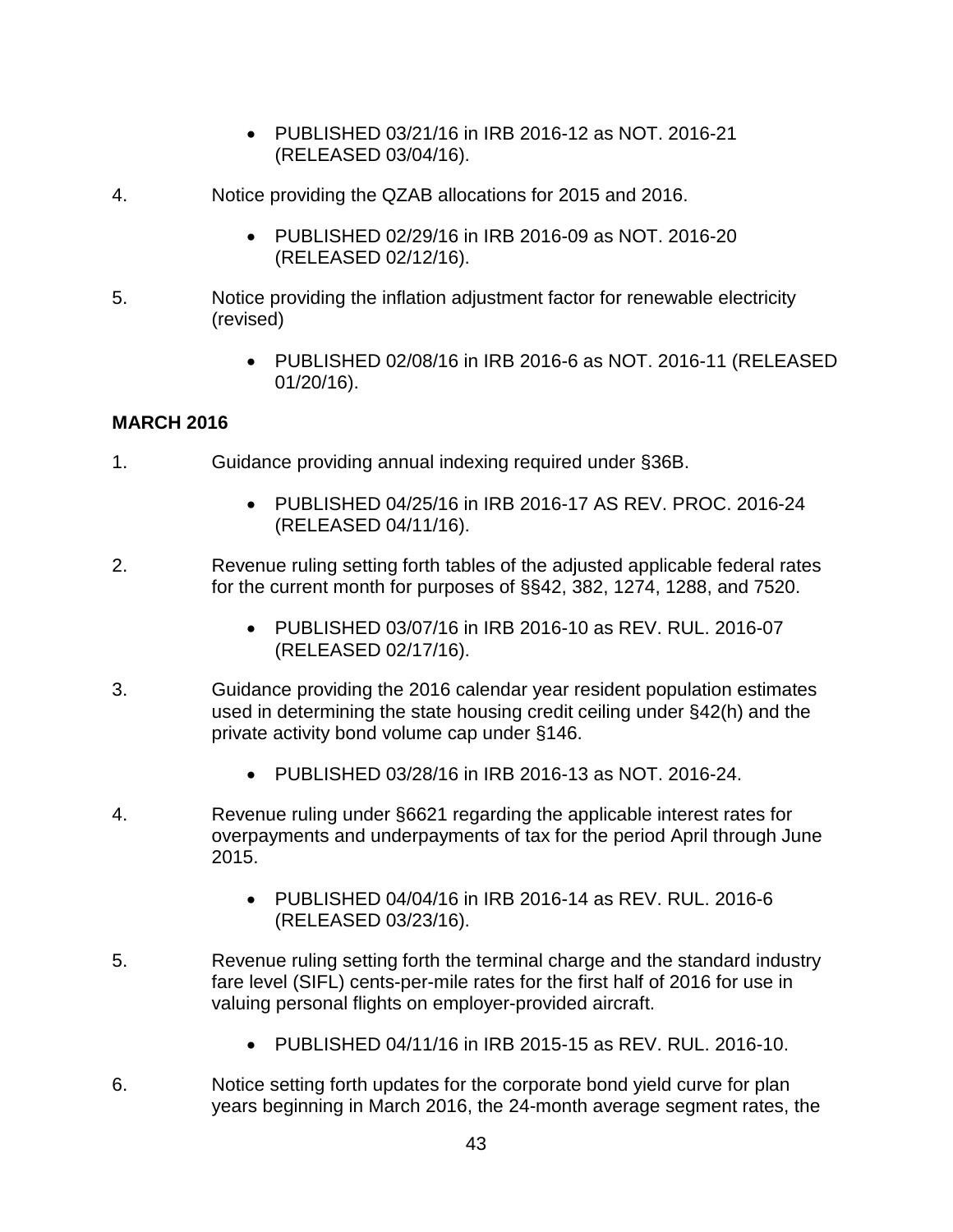- PUBLISHED 03/21/16 in IRB 2016-12 as NOT. 2016-21 (RELEASED 03/04/16).

4. Notice providing the QZAB allocations for 2015 and 2016.

   - PUBLISHED 02/29/16 in IRB 2016-09 as NOT. 2016-20 (RELEASED 02/12/16).

5. Notice providing the inflation adjustment factor for renewable electricity (revised)

   - PUBLISHED 02/08/16 in IRB 2016-6 as NOT. 2016-11 (RELEASED 01/20/16).

**MARCH 2016**

1. Guidance providing annual indexing required under §36B.

   - PUBLISHED 04/25/16 in IRB 2016-17 AS REV. PROC. 2016-24 (RELEASED 04/11/16).

2. Revenue ruling setting forth tables of the adjusted applicable federal rates for the current month for purposes of §§42, 382, 1274, 1288, and 7520.

   - PUBLISHED 03/07/16 in IRB 2016-10 as REV. RUL. 2016-07 (RELEASED 02/17/16).

3. Guidance providing the 2016 calendar year resident population estimates used in determining the state housing credit ceiling under §42(h) and the private activity bond volume cap under §146.

   - PUBLISHED 03/28/16 in IRB 2016-13 as NOT. 2016-24.

4. Revenue ruling under §6621 regarding the applicable interest rates for overpayments and underpayments of tax for the period April through June 2015.

   - PUBLISHED 04/04/16 in IRB 2016-14 as REV. RUL. 2016-6 (RELEASED 03/23/16).

5. Revenue ruling setting forth the terminal charge and the standard industry fare level (SIFL) cents-per-mile rates for the first half of 2016 for use in valuing personal flights on employer-provided aircraft.

   - PUBLISHED 04/11/16 in IRB 2015-15 as REV. RUL. 2016-10.

6. Notice setting forth updates for the corporate bond yield curve for plan years beginning in March 2016, the 24-month average segment rates, the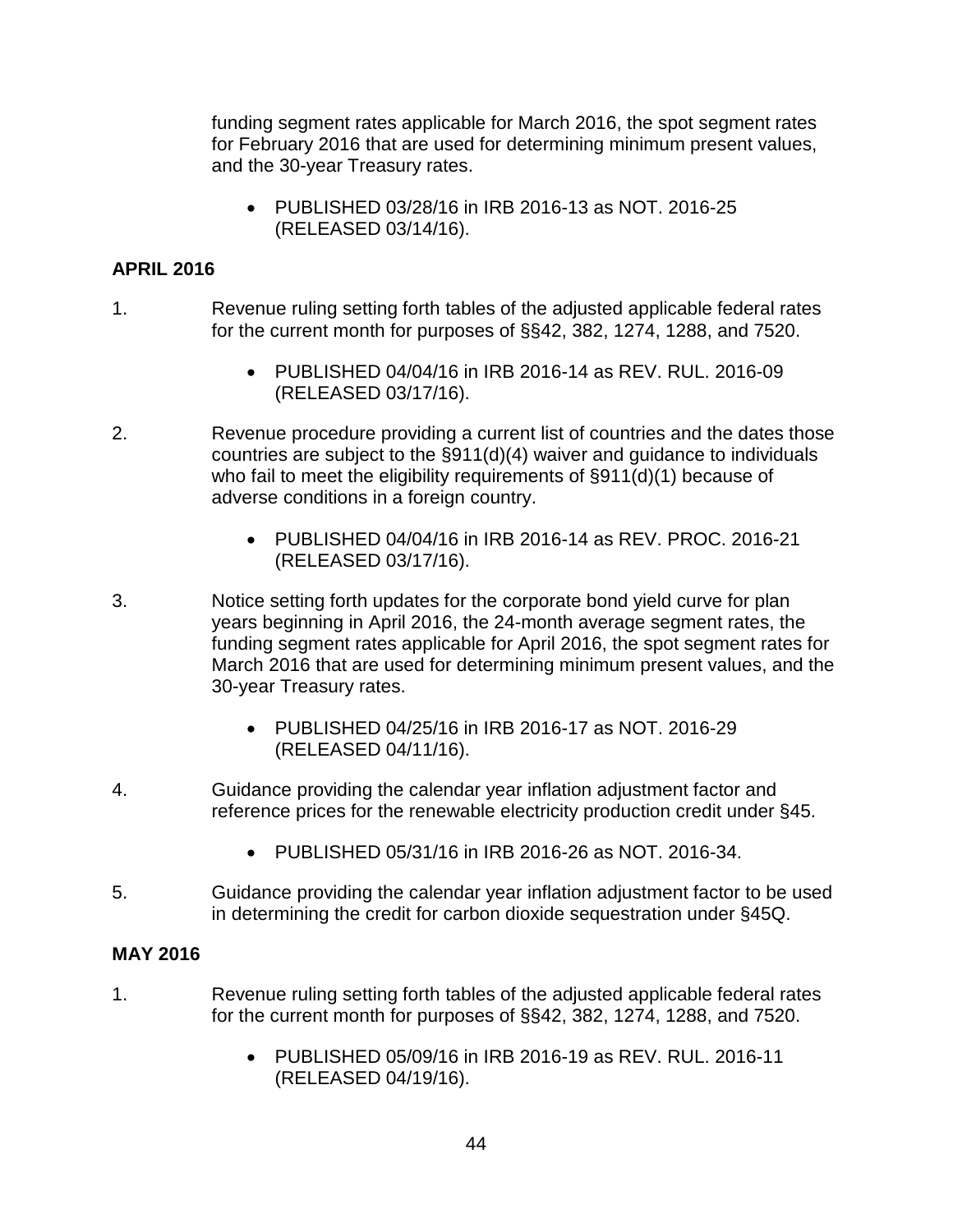funding segment rates applicable for March 2016, the spot segment rates for February 2016 that are used for determining minimum present values, and the 30-year Treasury rates.

- PUBLISHED 03/28/16 in IRB 2016-13 as NOT. 2016-25 (RELEASED 03/14/16).

**APRIL 2016**

1. Revenue ruling setting forth tables of the adjusted applicable federal rates for the current month for purposes of §§42, 382, 1274, 1288, and 7520.

   - PUBLISHED 04/04/16 in IRB 2016-14 as REV. RUL. 2016-09 (RELEASED 03/17/16).

2. Revenue procedure providing a current list of countries and the dates those countries are subject to the §911(d)(4) waiver and guidance to individuals who fail to meet the eligibility requirements of §911(d)(1) because of adverse conditions in a foreign country.

   - PUBLISHED 04/04/16 in IRB 2016-14 as REV. PROC. 2016-21 (RELEASED 03/17/16).

3. Notice setting forth updates for the corporate bond yield curve for plan years beginning in April 2016, the 24-month average segment rates, the funding segment rates applicable for April 2016, the spot segment rates for March 2016 that are used for determining minimum present values, and the 30-year Treasury rates.

   - PUBLISHED 04/25/16 in IRB 2016-17 as NOT. 2016-29 (RELEASED 04/11/16).

4. Guidance providing the calendar year inflation adjustment factor and reference prices for the renewable electricity production credit under §45.

   - PUBLISHED 05/31/16 in IRB 2016-26 as NOT. 2016-34.

5. Guidance providing the calendar year inflation adjustment factor to be used in determining the credit for carbon dioxide sequestration under §45Q.

**MAY 2016**

1. Revenue ruling setting forth tables of the adjusted applicable federal rates for the current month for purposes of §§42, 382, 1274, 1288, and 7520.

   - PUBLISHED 05/09/16 in IRB 2016-19 as REV. RUL. 2016-11 (RELEASED 04/19/16).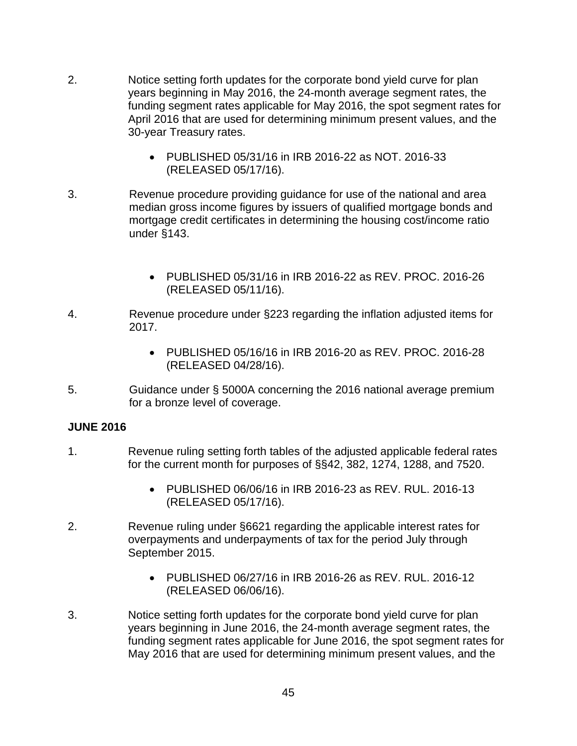2. Notice setting forth updates for the corporate bond yield curve for plan years beginning in May 2016, the 24-month average segment rates, the funding segment rates applicable for May 2016, the spot segment rates for April 2016 that are used for determining minimum present values, and the 30-year Treasury rates.

    - PUBLISHED 05/31/16 in IRB 2016-22 as NOT. 2016-33 (RELEASED 05/17/16).

3. Revenue procedure providing guidance for use of the national and area median gross income figures by issuers of qualified mortgage bonds and mortgage credit certificates in determining the housing cost/income ratio under §143.

    - PUBLISHED 05/31/16 in IRB 2016-22 as REV. PROC. 2016-26 (RELEASED 05/11/16).

4. Revenue procedure under §223 regarding the inflation adjusted items for 2017.

    - PUBLISHED 05/16/16 in IRB 2016-20 as REV. PROC. 2016-28 (RELEASED 04/28/16).

5. Guidance under § 5000A concerning the 2016 national average premium for a bronze level of coverage.

**JUNE 2016**

1. Revenue ruling setting forth tables of the adjusted applicable federal rates for the current month for purposes of §§42, 382, 1274, 1288, and 7520.

    - PUBLISHED 06/06/16 in IRB 2016-23 as REV. RUL. 2016-13 (RELEASED 05/17/16).

2. Revenue ruling under §6621 regarding the applicable interest rates for overpayments and underpayments of tax for the period July through September 2015.

    - PUBLISHED 06/27/16 in IRB 2016-26 as REV. RUL. 2016-12 (RELEASED 06/06/16).

3. Notice setting forth updates for the corporate bond yield curve for plan years beginning in June 2016, the 24-month average segment rates, the funding segment rates applicable for June 2016, the spot segment rates for May 2016 that are used for determining minimum present values, and the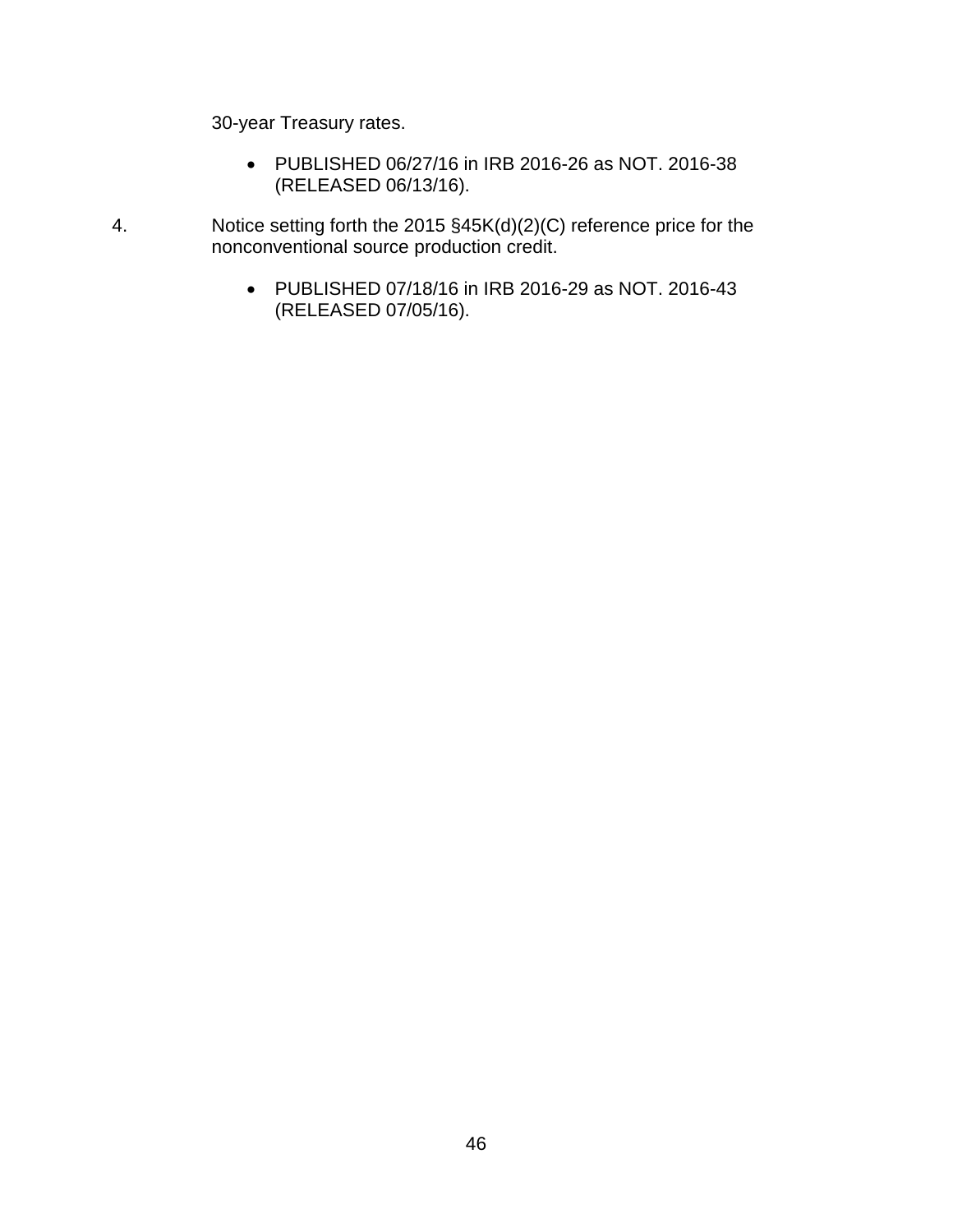30-year Treasury rates.

- PUBLISHED 06/27/16 in IRB 2016-26 as NOT. 2016-38 (RELEASED 06/13/16).

4. Notice setting forth the 2015 §45K(d)(2)(C) reference price for the nonconventional source production credit.

   - PUBLISHED 07/18/16 in IRB 2016-29 as NOT. 2016-43 (RELEASED 07/05/16).